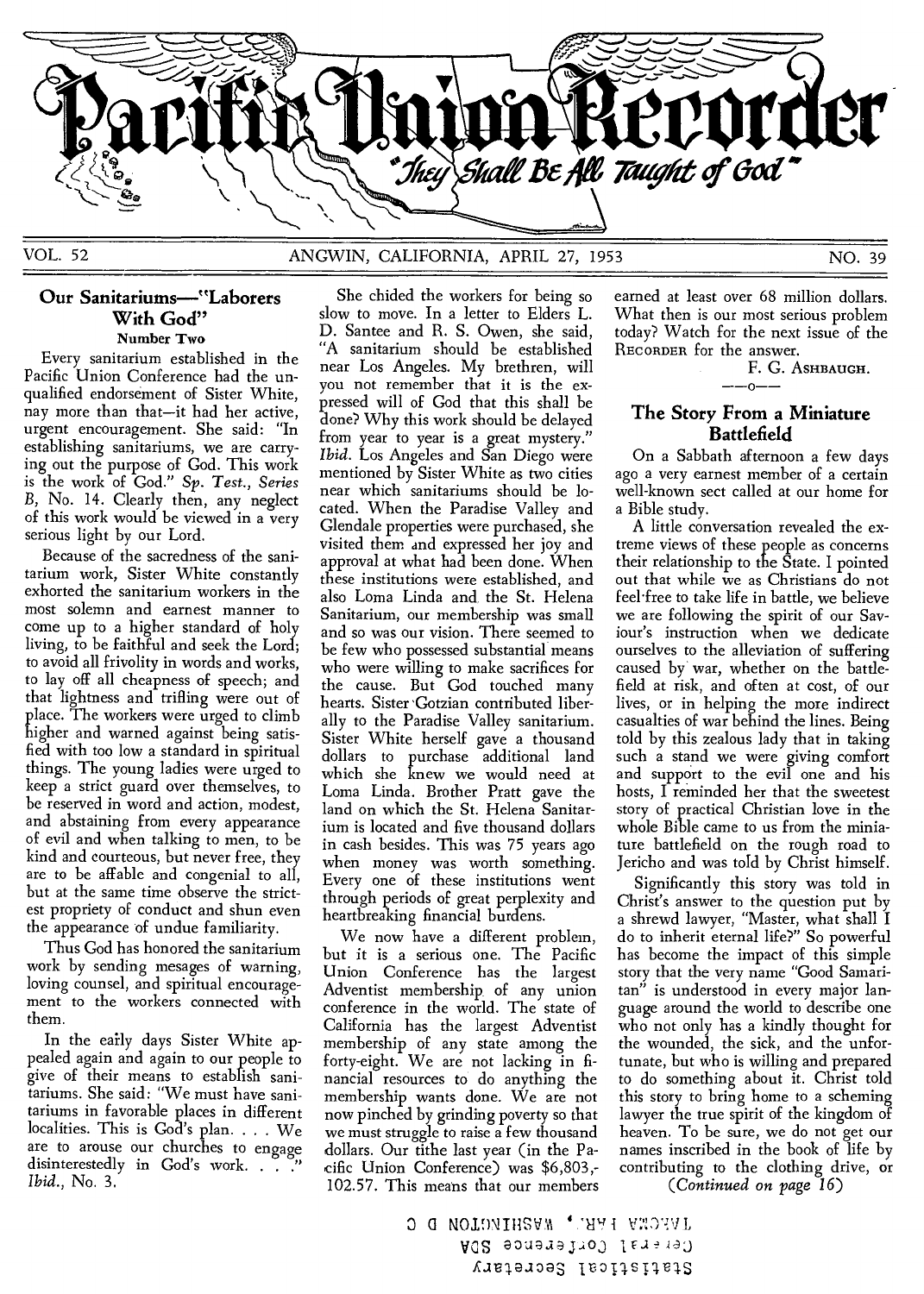# Pacific Union Recorder

*"They Shall Be All Taught of God"*

VOL. 52 ANGWIN, CALIFORNIA, APRIL 27, 1953 NO. 39

## Our Sanitariums—"Laborers With God"

### Number Two

Every sanitarium established in the Pacific Union Conference had the unqualified endorsement of Sister White, nay more than that—it had her active, urgent encouragement. She said: "In establishing sanitariums, we are carrying out the purpose of God. This work is the work of God." *Sp. Test., Series B*, No. 14. Clearly then, any neglect of this work would be viewed in a very serious light by our Lord.

Because of the sacredness of the sanitarium work, Sister White constantly exhorted the sanitarium workers in the most solemn and earnest manner to come up to a higher standard of holy living, to be faithful and seek the Lord; to avoid all frivolity in words and works, to lay off all cheapness of speech; and that lightness and trifling were out of place. The workers were urged to climb higher and warned against being satisfied with too low a standard in spiritual things. The young ladies were urged to keep a strict guard over themselves, to be reserved in word and action, modest, and abstaining from every appearance of evil and when talking to men, to be kind and courteous, but never free, they are to be affable and congenial to all, but at the same time observe the strictest propriety of conduct and shun even the appearance of undue familiarity.

Thus God has honored the sanitarium work by sending mesages of warning, loving counsel, and spiritual encouragement to the workers connected with them.

In the early days Sister White appealed again and again to our people to give of their means to establish sanitariums. She said: "We must have sanitariums in favorable places in different localities. This is God's plan. . . . We are to arouse our churches to engage disinterestedly in God's work. . . ." *Ibid.*, No. 3.

She chided the workers for being so slow to move. In a letter to Elders L. D. Santee and R. S. Owen, she said, "A sanitarium should be established near Los Angeles. My brethren, will you not remember that it is the expressed will of God that this shall be done? Why this work should be delayed from year to year is a great mystery." *Ibid.* Los Angeles and San Diego were mentioned by Sister White as two cities near which sanitariums should be located. When the Paradise Valley and Glendale properties were purchased, she visited them and expressed her joy and approval at what had been done. When these institutions were established, and also Loma Linda and the St. Helena Sanitarium, our membership was small and so was our vision. There seemed to be few who possessed substantial means who were willing to make sacrifices for the cause. But God touched many hearts. Sister Gotzian contributed liberally to the Paradise Valley sanitarium. Sister White herself gave a thousand dollars to purchase additional land which she knew we would need at Loma Linda. Brother Pratt gave the land on which the St. Helena Sanitarium is located and five thousand dollars in cash besides. This was 75 years ago when money was worth something. Every one of these institutions went through periods of great perplexity and heartbreaking financial burdens.

We now have a different problem, but it is a serious one. The Pacific Union Conference has the largest Adventist membership of any union conference in the world. The state of California has the largest Adventist membership of any state among the forty-eight. We are not lacking in financial resources to do anything the membership wants done. We are not now pinched by grinding poverty so that we must struggle to raise a few thousand dollars. Our tithe last year (in the Pacific Union Conference) was $6,803,-102.57. This means that our members earned at least over 68 million dollars. What then is our most serious problem today? Watch for the next issue of the RECORDER for the answer.

F. G. ASHBAUGH.

—o—

## The Story From a Miniature Battlefield

On a Sabbath afternoon a few days ago a very earnest member of a certain well-known sect called at our home for a Bible study.

A little conversation revealed the extreme views of these people as concerns their relationship to the State. I pointed out that while we as Christians do not feel free to take life in battle, we believe we are following the spirit of our Saviour's instruction when we dedicate ourselves to the alleviation of suffering caused by war, whether on the battlefield at risk, and often at cost, of our lives, or in helping the more indirect casualties of war behind the lines. Being told by this zealous lady that in taking such a stand we were giving comfort and support to the evil one and his hosts, I reminded her that the sweetest story of practical Christian love in the whole Bible came to us from the miniature battlefield on the rough road to Jericho and was told by Christ himself.

Significantly this story was told in Christ's answer to the question put by a shrewd lawyer, "Master, what shall I do to inherit eternal life?" So powerful has become the impact of this simple story that the very name "Good Samaritan" is understood in every major language around the world to describe one who not only has a kindly thought for the wounded, the sick, and the unfortunate, but who is willing and prepared to do something about it. Christ told this story to bring home to a scheming lawyer the true spirit of the kingdom of heaven. To be sure, we do not get our names inscribed in the book of life by contributing to the clothing drive, or

*(Continued on page 16)*

Statistical Secretary
General Conference SDA
TAKOMA PARK, WASHINGTON D C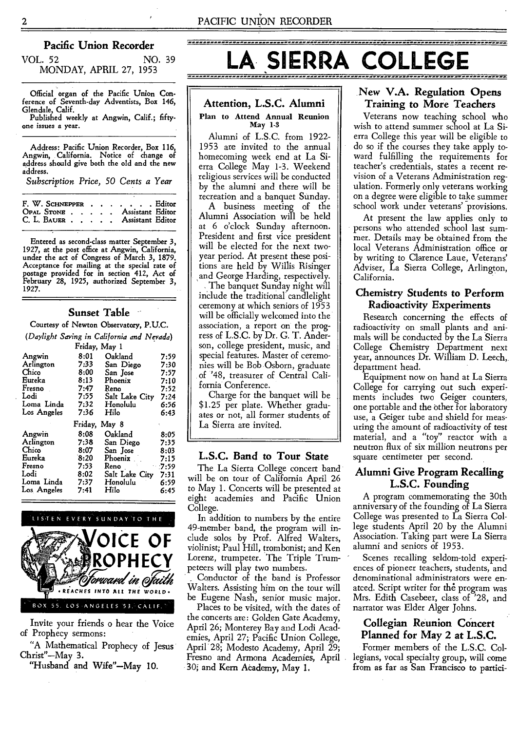## Pacific Union Recorder

VOL. 52 NO. 39
MONDAY, APRIL 27, 1953

Official organ of the Pacific Union Conference of Seventh-day Adventists, Box 146, Glendale, Calif.
Published weekly at Angwin, Calif.; fifty-one issues a year.

Address: Pacific Union Recorder, Box 116, Angwin, California. Notice of change of address should give both the old and the new address.

*Subscription Price, 50 Cents a Year*

F. W. SCHNEPPER . . . . . . . . Editor
OPAL STONE . . . . . Assistant Editor
C. L. BAUER . . . . . Assistant Editor

Entered as second-class matter September 3, 1927, at the post office at Angwin, California, under the act of Congress of March 3, 1879. Acceptance for mailing at the special rate of postage provided for in section 412, Act of February 28, 1925, authorized September 3, 1927.

### Sunset Table

Courtesy of Newton Observatory, P.U.C.

*(Daylight Saving in California and Nevada)*

Friday, May 1

| | | | |
|---|---|---|---|
| Angwin | 8:01 | Oakland | 7:59 |
| Arlington | 7:33 | San Diego | 7:30 |
| Chico | 8:00 | San Jose | 7:57 |
| Eureka | 8:13 | Phoenix | 7:10 |
| Fresno | 7:47 | Reno | 7:52 |
| Lodi | 7:55 | Salt Lake City | 7:24 |
| Loma Linda | 7:32 | Honolulu | 6:56 |
| Los Angeles | 7:36 | Hilo | 6:43 |

Friday, May 8

| | | | |
|---|---|---|---|
| Angwin | 8:08 | Oakland | 8:05 |
| Arlington | 7:38 | San Diego | 7:35 |
| Chico | 8:07 | San Jose | 8:03 |
| Eureka | 8:20 | Phoenix | 7:15 |
| Fresno | 7:53 | Reno | 7:59 |
| Lodi | 8:02 | Salt Lake City | 7:31 |
| Loma Linda | 7:37 | Honolulu | 6:59 |
| Los Angeles | 7:41 | Hilo | 6:45 |

LISTEN EVERY SUNDAY TO THE

VOICE OF PROPHECY

*Forward in Faith*

• REACHES INTO ALL THE WORLD •

BOX 55, LOS ANGELES 53, CALIF.

Invite your friends o hear the Voice of Prophecy sermons:

"A Mathematical Prophecy of Jesus Christ"—May 3.

"Husband and Wife"—May 10.

# LA SIERRA COLLEGE

## Attention, L.S.C. Alumni

**Plan to Attend Annual Reunion May 1-3**

Alumni of L.S.C. from 1922-1953 are invited to the annual homecoming week end at La Sierra College May 1-3. Weekend religious services will be conducted by the alumni and there will be recreation and a banquet Sunday.

A business meeting of the Alumni Association will be held at 6 o'clock Sunday afternoon. President and first vice president will be elected for the next two-year period. At present these positions are held by Willis Risinger and George Harding, respectively.

The banquet Sunday night will include the traditional candlelight ceremony at which seniors of 1953 will be officially welcomed into the association, a report on the progress of L.S.C. by Dr. G. T. Anderson, college president, music, and special features. Master of ceremonies will be Bob Osborn, graduate of '48, treasurer of Central California Conference.

Charge for the banquet will be $1.25 per plate. Whether graduates or not, all former students of La Sierra are invited.

## L.S.C. Band to Tour State

The La Sierra College concert band will be on tour of California April 26 to May 1. Concerts will be presented at eight academies and Pacific Union College.

In addition to numbers by the entire 49-member band, the program will include solos by Prof. Alfred Walters, violinist; Paul Hill, trombonist; and Ken Lorenz, trumpeter. The Triple Trumpeteers will play two numbers.

Conductor of the band is Professor Walters. Assisting him on the tour will be Eugene Nash, senior music major.

Places to be visited, with the dates of the concerts are: Golden Gate Academy, April 26; Monterey Bay and Lodi Academies, April 27; Pacific Union College, April 28; Modesto Academy, April 29; Fresno and Armona Academies, April 30; and Kern Academy, May 1.

## New V.A. Regulation Opens Training to More Teachers

Veterans now teaching school who wish to attend summer school at La Sierra College this year will be eligible to do so if the courses they take apply toward fulfilling the requirements for teacher's credentials, states a recent revision of a Veterans Administration regulation. Formerly only veterans working on a degree were eligible to take summer school work under veterans' provisions.

At present the law applies only to persons who attended school last summer. Details may be obtained from the local Veterans Administration office or by writing to Clarence Laue, Veterans' Adviser, La Sierra College, Arlington, California.

## Chemistry Students to Perform Radioactivity Experiments

Research concerning the effects of radioactivity on small plants and animals will be conducted by the La Sierra College Chemistry Department next year, announces Dr. William D. Leech, department head.

Equipment now on hand at La Sierra College for carrying out such experiments includes two Geiger counters, one portable and the other for laboratory use, a Geiger tube and shield for measuring the amount of radioactivity of test material, and a "toy" reactor with a neutron flux of six million neutrons per square centimeter per second.

## Alumni Give Program Recalling L.S.C. Founding

A program commemorating the 30th anniversary of the founding of La Sierra College was presented to La Sierra College students April 20 by the Alumni Association. Taking part were La Sierra alumni and seniors of 1953.

Scenes recalling seldom-told experiences of pioneer teachers, students, and denominational administrators were enacted. Script writer for the program was Mrs. Edith Casebeer, class of '28, and narrator was Elder Alger Johns.

## Collegian Reunion Concert Planned for May 2 at L.S.C.

Former members of the L.S.C. Collegians, vocal specialty group, will come from as far as San Francisco to partici-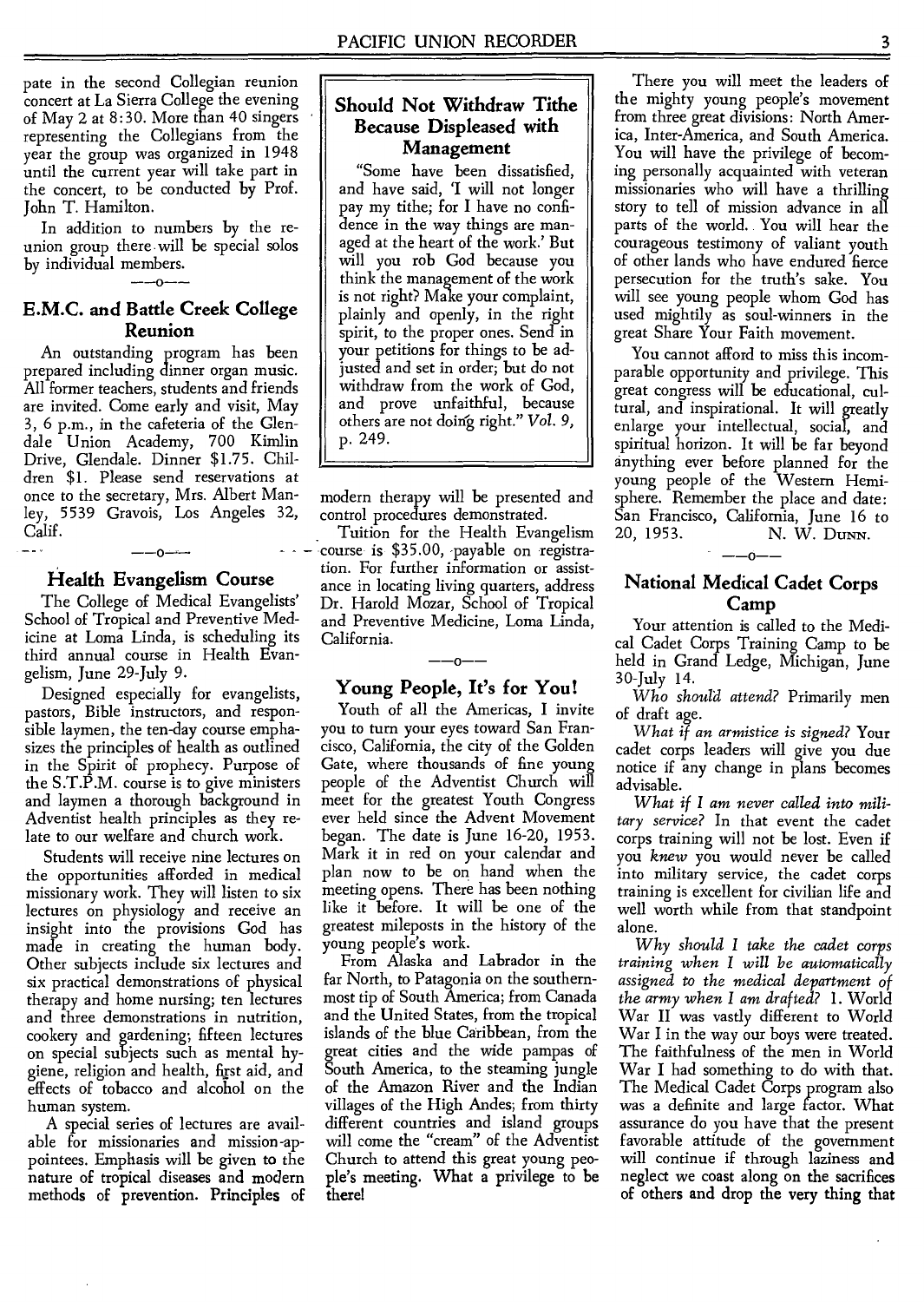pate in the second Collegian reunion concert at La Sierra College the evening of May 2 at 8:30. More than 40 singers representing the Collegians from the year the group was organized in 1948 until the current year will take part in the concert, to be conducted by Prof. John T. Hamilton.

In addition to numbers by the reunion group there will be special solos by individual members.

—o—

## E.M.C. and Battle Creek College Reunion

An outstanding program has been prepared including dinner organ music. All former teachers, students and friends are invited. Come early and visit, May 3, 6 p.m., in the cafeteria of the Glendale Union Academy, 700 Kimlin Drive, Glendale. Dinner $1.75. Children $1. Please send reservations at once to the secretary, Mrs. Albert Manley, 5539 Gravois, Los Angeles 32, Calif.

—o—

## Health Evangelism Course

The College of Medical Evangelists' School of Tropical and Preventive Medicine at Loma Linda, is scheduling its third annual course in Health Evangelism, June 29-July 9.

Designed especially for evangelists, pastors, Bible instructors, and responsible laymen, the ten-day course emphasizes the principles of health as outlined in the Spirit of prophecy. Purpose of the S.T.P.M. course is to give ministers and laymen a thorough background in Adventist health principles as they relate to our welfare and church work.

Students will receive nine lectures on the opportunities afforded in medical missionary work. They will listen to six lectures on physiology and receive an insight into the provisions God has made in creating the human body. Other subjects include six lectures and six practical demonstrations of physical therapy and home nursing; ten lectures and three demonstrations in nutrition, cookery and gardening; fifteen lectures on special subjects such as mental hygiene, religion and health, first aid, and effects of tobacco and alcohol on the human system.

A special series of lectures are available for missionaries and mission-appointees. Emphasis will be given to the nature of tropical diseases and modern methods of prevention. Principles of modern therapy will be presented and control procedures demonstrated.

Tuition for the Health Evangelism course is $35.00, payable on registration. For further information or assistance in locating living quarters, address Dr. Harold Mozar, School of Tropical and Preventive Medicine, Loma Linda, California.

—o—

## Should Not Withdraw Tithe Because Displeased with Management

"Some have been dissatisfied, and have said, 'I will not longer pay my tithe; for I have no confidence in the way things are managed at the heart of the work.' But will you rob God because you think the management of the work is not right? Make your complaint, plainly and openly, in the right spirit, to the proper ones. Send in your petitions for things to be adjusted and set in order; but do not withdraw from the work of God, and prove unfaithful, because others are not doing right." *Vol. 9*, p. 249.

## Young People, It's for You!

Youth of all the Americas, I invite you to turn your eyes toward San Francisco, California, the city of the Golden Gate, where thousands of fine young people of the Adventist Church will meet for the greatest Youth Congress ever held since the Advent Movement began. The date is June 16-20, 1953. Mark it in red on your calendar and plan now to be on hand when the meeting opens. There has been nothing like it before. It will be one of the greatest mileposts in the history of the young people's work.

From Alaska and Labrador in the far North, to Patagonia on the southernmost tip of South America; from Canada and the United States, from the tropical islands of the blue Caribbean, from the great cities and the wide pampas of South America, to the steaming jungle of the Amazon River and the Indian villages of the High Andes; from thirty different countries and island groups will come the "cream" of the Adventist Church to attend this great young people's meeting. What a privilege to be there!

There you will meet the leaders of the mighty young people's movement from three great divisions: North America, Inter-America, and South America. You will have the privilege of becoming personally acquainted with veteran missionaries who will have a thrilling story to tell of mission advance in all parts of the world. You will hear the courageous testimony of valiant youth of other lands who have endured fierce persecution for the truth's sake. You will see young people whom God has used mightily as soul-winners in the great Share Your Faith movement.

You cannot afford to miss this incomparable opportunity and privilege. This great congress will be educational, cultural, and inspirational. It will greatly enlarge your intellectual, social, and spiritual horizon. It will be far beyond anything ever before planned for the young people of the Western Hemisphere. Remember the place and date: San Francisco, California, June 16 to 20, 1953.

N. W. DUNN.

—o—

## National Medical Cadet Corps Camp

Your attention is called to the Medical Cadet Corps Training Camp to be held in Grand Ledge, Michigan, June 30-July 14.

*Who should attend?* Primarily men of draft age.

*What if an armistice is signed?* Your cadet corps leaders will give you due notice if any change in plans becomes advisable.

*What if I am never called into military service?* In that event the cadet corps training will not be lost. Even if you *knew* you would never be called into military service, the cadet corps training is excellent for civilian life and well worth while from that standpoint alone.

*Why should I take the cadet corps training when I will be automatically assigned to the medical department of the army when I am drafted?* 1. World War II was vastly different to World War I in the way our boys were treated. The faithfulness of the men in World War I had something to do with that. The Medical Cadet Corps program also was a definite and large factor. What assurance do you have that the present favorable attitude of the government will continue if through laziness and neglect we coast along on the sacrifices of others and drop the very thing that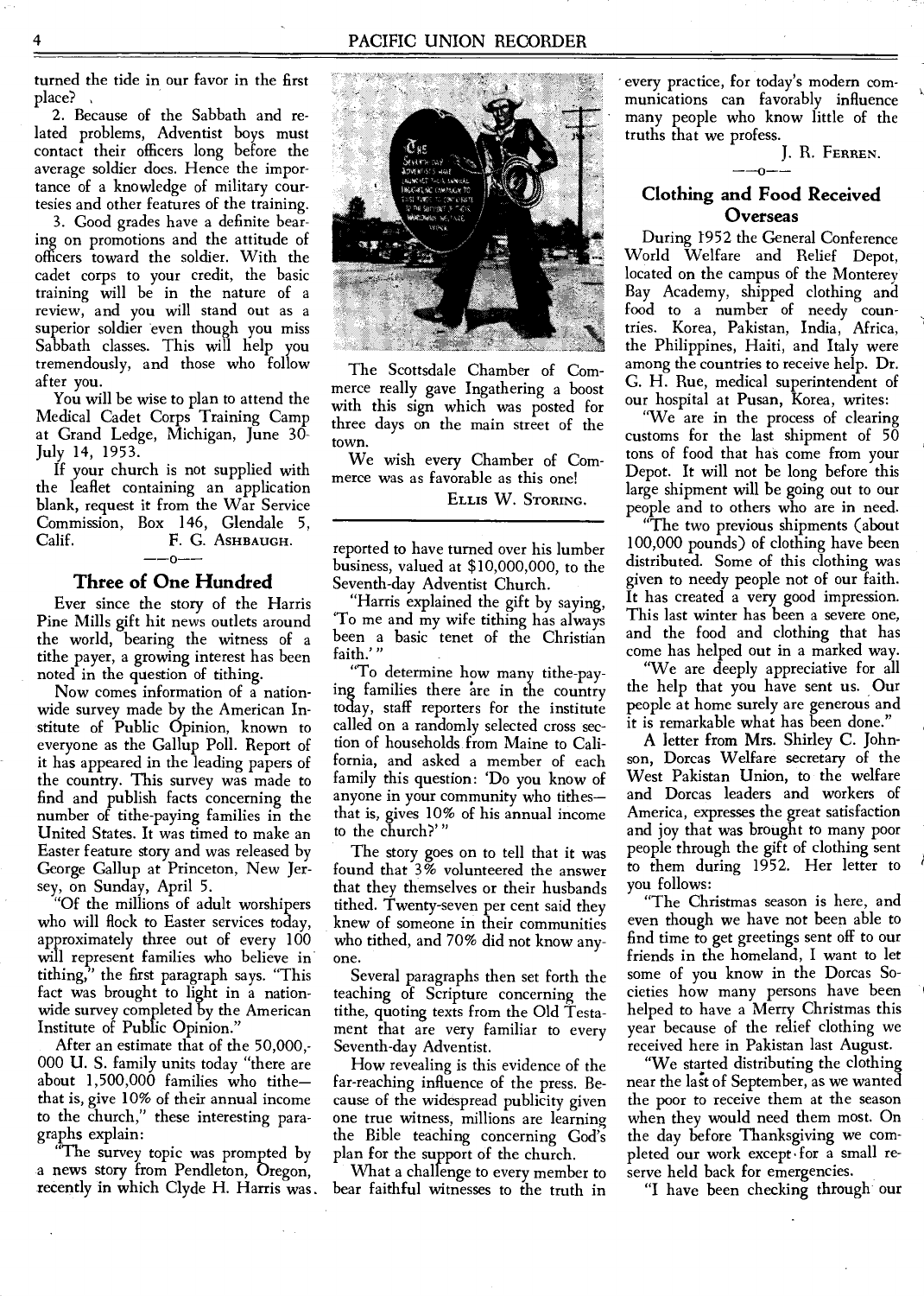turned the tide in our favor in the first place?

2. Because of the Sabbath and related problems, Adventist boys must contact their officers long before the average soldier does. Hence the importance of a knowledge of military courtesies and other features of the training.

3. Good grades have a definite bearing on promotions and the attitude of officers toward the soldier. With the cadet corps to your credit, the basic training will be in the nature of a review, and you will stand out as a superior soldier even though you miss Sabbath classes. This will help you tremendously, and those who follow after you.

You will be wise to plan to attend the Medical Cadet Corps Training Camp at Grand Ledge, Michigan, June 30-July 14, 1953.

If your church is not supplied with the leaflet containing an application blank, request it from the War Service Commission, Box 146, Glendale 5, Calif.

F. G. ASHBAUGH.

---

The Scottsdale Chamber of Commerce really gave Ingathering a boost with this sign which was posted for three days on the main street of the town.

We wish every Chamber of Commerce was as favorable as this one!

ELLIS W. STORING.

## Three of One Hundred

Ever since the story of the Harris Pine Mills gift hit news outlets around the world, bearing the witness of a tithe payer, a growing interest has been noted in the question of tithing.

Now comes information of a nationwide survey made by the American Institute of Public Opinion, known to everyone as the Gallup Poll. Report of it has appeared in the leading papers of the country. This survey was made to find and publish facts concerning the number of tithe-paying families in the United States. It was timed to make an Easter feature story and was released by George Gallup at Princeton, New Jersey, on Sunday, April 5.

"Of the millions of adult worshipers who will flock to Easter services today, approximately three out of every 100 will represent families who believe in tithing," the first paragraph says. "This fact was brought to light in a nationwide survey completed by the American Institute of Public Opinion."

After an estimate that of the 50,000,000 U. S. family units today "there are about 1,500,000 families who tithe—that is, give 10% of their annual income to the church," these interesting paragraphs explain:

"The survey topic was prompted by a news story from Pendleton, Oregon, recently in which Clyde H. Harris was reported to have turned over his lumber business, valued at $10,000,000, to the Seventh-day Adventist Church.

"Harris explained the gift by saying, 'To me and my wife tithing has always been a basic tenet of the Christian faith.'"

"To determine how many tithe-paying families there are in the country today, staff reporters for the institute called on a randomly selected cross section of households from Maine to California, and asked a member of each family this question: 'Do you know of anyone in your community who tithes—that is, gives 10% of his annual income to the church?'"

The story goes on to tell that it was found that 3% volunteered the answer that they themselves or their husbands tithed. Twenty-seven per cent said they knew of someone in their communities who tithed, and 70% did not know anyone.

Several paragraphs then set forth the teaching of Scripture concerning the tithe, quoting texts from the Old Testament that are very familiar to every Seventh-day Adventist.

How revealing is this evidence of the far-reaching influence of the press. Because of the widespread publicity given one true witness, millions are learning the Bible teaching concerning God's plan for the support of the church.

What a challenge to every member to bear faithful witnesses to the truth in every practice, for today's modern communications can favorably influence many people who know little of the truths that we profess.

J. R. FERREN.

## Clothing and Food Received Overseas

During 1952 the General Conference World Welfare and Relief Depot, located on the campus of the Monterey Bay Academy, shipped clothing and food to a number of needy countries. Korea, Pakistan, India, Africa, the Philippines, Haiti, and Italy were among the countries to receive help. Dr. G. H. Rue, medical superintendent of our hospital at Pusan, Korea, writes:

"We are in the process of clearing customs for the last shipment of 50 tons of food that has come from your Depot. It will not be long before this large shipment will be going out to our people and to others who are in need.

"The two previous shipments (about 100,000 pounds) of clothing have been distributed. Some of this clothing was given to needy people not of our faith. It has created a very good impression. This last winter has been a severe one, and the food and clothing that has come has helped out in a marked way.

"We are deeply appreciative for all the help that you have sent us. Our people at home surely are generous and it is remarkable what has been done."

A letter from Mrs. Shirley C. Johnson, Dorcas Welfare secretary of the West Pakistan Union, to the welfare and Dorcas leaders and workers of America, expresses the great satisfaction and joy that was brought to many poor people through the gift of clothing sent to them during 1952. Her letter to you follows:

"The Christmas season is here, and even though we have not been able to find time to get greetings sent off to our friends in the homeland, I want to let some of you know in the Dorcas Societies how many persons have been helped to have a Merry Christmas this year because of the relief clothing we received here in Pakistan last August.

"We started distributing the clothing near the last of September, as we wanted the poor to receive them at the season when they would need them most. On the day before Thanksgiving we completed our work except for a small reserve held back for emergencies.

"I have been checking through our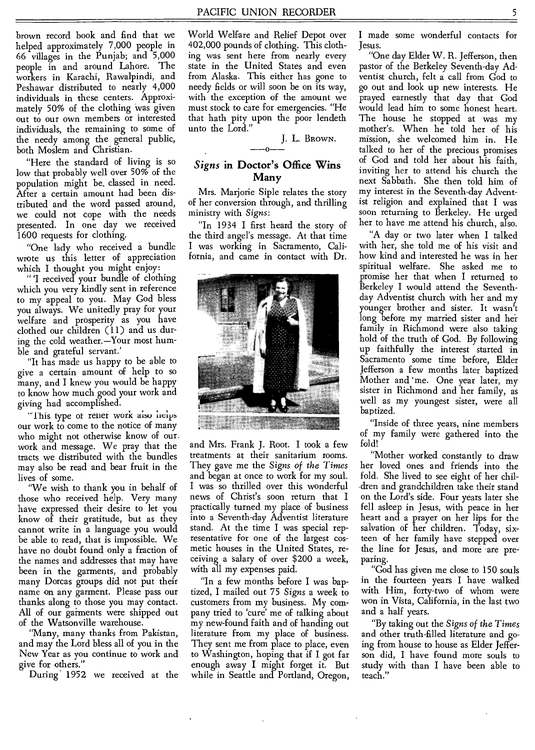brown record book and find that we helped approximately 7,000 people in 66 villages in the Punjab; and 5,000 people in and around Lahore. The workers in Karachi, Rawalpindi, and Peshawar distributed to nearly 4,000 individuals in these centers. Approximately 50% of the clothing was given out to our own members or interested individuals, the remaining to some of the needy among the general public, both Moslem and Christian.

"Here the standard of living is so low that probably well over 50% of the population might be classed in need. After a certain amount had been distributed and the word passed around, we could not cope with the needs presented. In one day we received 1600 requests for clothing.

"One lady who received a bundle wrote us this letter of appreciation which I thought you might enjoy:

"'I received your bundle of clothing which you very kindly sent in reference to my appeal to you. May God bless you always. We unitedly pray for your welfare and prosperity as you have clothed our children (11) and us during the cold weather.—Your most humble and grateful servant.'

"It has made us happy to be able to give a certain amount of help to so many, and I knew you would be happy to know how much good your work and giving had accomplished.

"This type of relief work also helps our work to come to the notice of many who might not otherwise know of our work and message. We pray that the tracts we distributed with the bundles may also be read and bear fruit in the lives of some.

"We wish to thank you in behalf of those who received help. Very many have expressed their desire to let you know of their gratitude, but as they cannot write in a language you would be able to read, that is impossible. We have no doubt found only a fraction of the names and addresses that may have been in the garments, and probably many Dorcas groups did not put their name on any garment. Please pass our thanks along to those you may contact. All of our garments were shipped out of the Watsonville warehouse.

"Many, many thanks from Pakistan, and may the Lord bless all of you in the New Year as you continue to work and give for others."

During 1952 we received at the World Welfare and Relief Depot over 402,000 pounds of clothing. This clothing was sent here from nearly every state in the United States and even from Alaska. This either has gone to needy fields or will soon be on its way, with the exception of the amount we must stock to care for emergencies. "He that hath pity upon the poor lendeth unto the Lord."

J. L. Brown.

---

## *Signs* in Doctor's Office Wins Many

Mrs. Marjorie Siple relates the story of her conversion through, and thrilling ministry with *Signs*:

"In 1934 I first heard the story of the third angel's message. At that time I was working in Sacramento, California, and came in contact with Dr. and Mrs. Frank J. Root. I took a few treatments at their sanitarium rooms. They gave me the *Signs of the Times* and began at once to work for my soul. I was so thrilled over this wonderful news of Christ's soon return that I practically turned my place of business into a Seventh-day Adventist literature stand. At the time I was special representative for one of the largest cosmetic houses in the United States, receiving a salary of over $200 a week, with all my expenses paid.

"In a few months before I was baptized, I mailed out 75 *Signs* a week to customers from my business. My company tried to 'cure' me of talking about my new-found faith and of handing out literature from my place of business. They sent me from place to place, even to Washington, hoping that if I got far enough away I might forget it. But while in Seattle and Portland, Oregon, I made some wonderful contacts for Jesus.

"One day Elder W. R. Jefferson, then pastor of the Berkeley Seventh-day Adventist church, felt a call from God to go out and look up new interests. He prayed earnestly that day that God would lead him to some honest heart. The house he stopped at was my mother's. When he told her of his mission, she welcomed him in. He talked to her of the precious promises of God and told her about his faith, inviting her to attend his church the next Sabbath. She then told him of my interest in the Seventh-day Adventist religion and explained that I was soon returning to Berkeley. He urged her to have me attend his church, also.

"A day or two later when I talked with her, she told me of his visit and how kind and interested he was in her spiritual welfare. She asked me to promise her that when I returned to Berkeley I would attend the Seventh-day Adventist church with her and my younger brother and sister. It wasn't long before my married sister and her family in Richmond were also taking hold of the truth of God. By following up faithfully the interest started in Sacramento some time before, Elder Jefferson a few months later baptized Mother and me. One year later, my sister in Richmond and her family, as well as my youngest sister, were all baptized.

"Inside of three years, nine members of my family were gathered into the fold!

"Mother worked constantly to draw her loved ones and friends into the fold. She lived to see eight of her children and grandchildren take their stand on the Lord's side. Four years later she fell asleep in Jesus, with peace in her heart and a prayer on her lips for the salvation of her children. Today, sixteen of her family have stepped over the line for Jesus, and more are preparing.

"God has given me close to 150 souls in the fourteen years I have walked with Him, forty-two of whom were won in Vista, California, in the last two and a half years.

"By taking out the *Signs of the Times* and other truth-filled literature and going from house to house as Elder Jefferson did, I have found more souls to study with than I have been able to teach."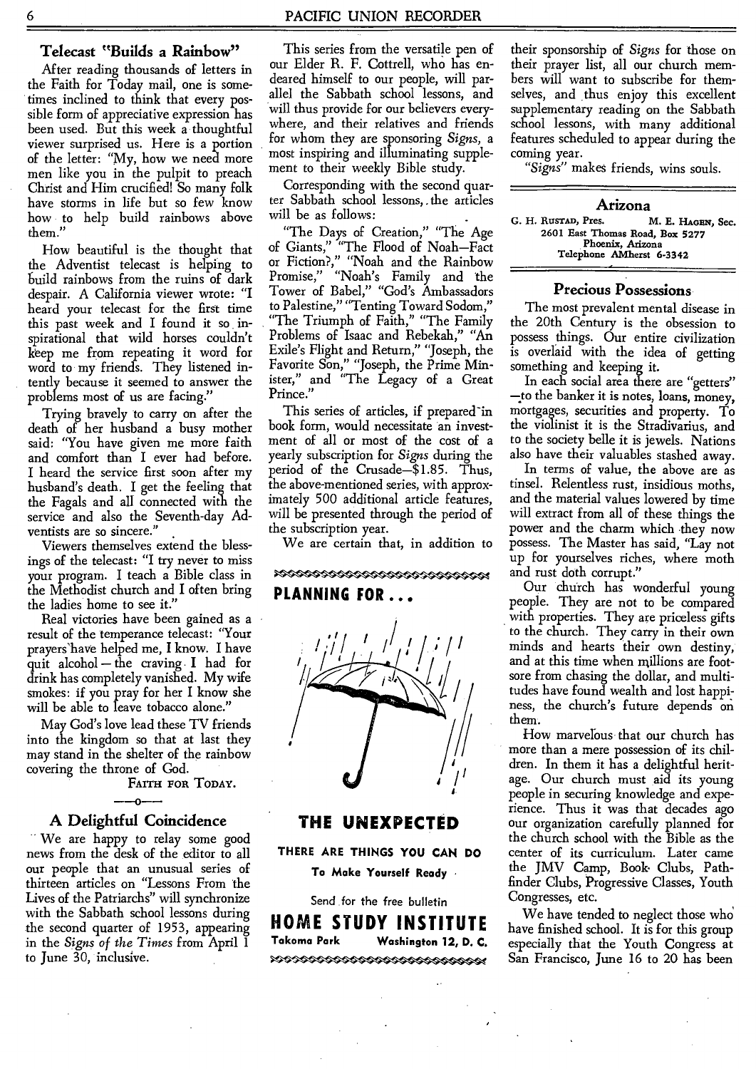## Telecast "Builds a Rainbow"

After reading thousands of letters in the Faith for Today mail, one is sometimes inclined to think that every possible form of appreciative expression has been used. But this week a thoughtful viewer surprised us. Here is a portion of the letter: "My, how we need more men like you in the pulpit to preach Christ and Him crucified! So many folk have storms in life but so few know how to help build rainbows above them."

How beautiful is the thought that the Adventist telecast is helping to build rainbows from the ruins of dark despair. A California viewer wrote: "I heard your telecast for the first time this past week and I found it so inspirational that wild horses couldn't keep me from repeating it word for word to my friends. They listened intently because it seemed to answer the problems most of us are facing."

Trying bravely to carry on after the death of her husband a busy mother said: "You have given me more faith and comfort than I ever had before. I heard the service first soon after my husband's death. I get the feeling that the Fagals and all connected with the service and also the Seventh-day Adventists are so sincere."

Viewers themselves extend the blessings of the telecast: "I try never to miss your program. I teach a Bible class in the Methodist church and I often bring the ladies home to see it."

Real victories have been gained as a result of the temperance telecast: "Your prayers have helped me, I know. I have quit alcohol – the craving I had for drink has completely vanished. My wife smokes: if you pray for her I know she will be able to leave tobacco alone."

May God's love lead these TV friends into the kingdom so that at last they may stand in the shelter of the rainbow covering the throne of God.

FAITH FOR TODAY.

## A Delightful Coincidence

We are happy to relay some good news from the desk of the editor to all our people that an unusual series of thirteen articles on "Lessons From the Lives of the Patriarchs" will synchronize with the Sabbath school lessons during the second quarter of 1953, appearing in the *Signs of the Times* from April 1 to June 30, inclusive.

This series from the versatile pen of our Elder R. F. Cottrell, who has endeared himself to our people, will parallel the Sabbath school lessons, and will thus provide for our believers everywhere, and their relatives and friends for whom they are sponsoring *Signs*, a most inspiring and illuminating supplement to their weekly Bible study.

Corresponding with the second quarter Sabbath school lessons, the articles will be as follows:

"The Days of Creation," "The Age of Giants," "The Flood of Noah—Fact or Fiction?," "Noah and the Rainbow Promise," "Noah's Family and the Tower of Babel," "God's Ambassadors to Palestine," "Tenting Toward Sodom," "The Triumph of Faith," "The Family Problems of Isaac and Rebekah," "An Exile's Flight and Return," "Joseph, the Favorite Son," "Joseph, the Prime Minister," and "The Legacy of a Great Prince."

This series of articles, if prepared in book form, would necessitate an investment of all or most of the cost of a yearly subscription for *Signs* during the period of the Crusade—$1.85. Thus, the above-mentioned series, with approximately 500 additional article features, will be presented through the period of the subscription year.

We are certain that, in addition to their sponsorship of *Signs* for those on their prayer list, all our church members will want to subscribe for themselves, and thus enjoy this excellent supplementary reading on the Sabbath school lessons, with many additional features scheduled to appear during the coming year.

*"Signs"* makes friends, wins souls.

**PLANNING FOR . . .**

**THE UNEXPECTED**

**THERE ARE THINGS YOU CAN DO**

**To Make Yourself Ready**

Send for the free bulletin

**HOME STUDY INSTITUTE**

Takoma Park Washington 12, D. C.

## Arizona

G. H. RUSTAD, Pres. M. E. HAGEN, Sec.
2601 East Thomas Road, Box 5277
Phoenix, Arizona
Telephone AMherst 6-3342

### Precious Possessions

The most prevalent mental disease in the 20th Century is the obsession to possess things. Our entire civilization is overlaid with the idea of getting something and keeping it.

In each social area there are "getters" —to the banker it is notes, loans, money, mortgages, securities and property. To the violinist it is the Stradivarius, and to the society belle it is jewels. Nations also have their valuables stashed away.

In terms of value, the above are as tinsel. Relentless rust, insidious moths, and the material values lowered by time will extract from all of these things the power and the charm which they now possess. The Master has said, "Lay not up for yourselves riches, where moth and rust doth corrupt."

Our church has wonderful young people. They are not to be compared with properties. They are priceless gifts to the church. They carry in their own minds and hearts their own destiny, and at this time when millions are footsore from chasing the dollar, and multitudes have found wealth and lost happiness, the church's future depends on them.

How marvelous that our church has more than a mere possession of its children. In them it has a delightful heritage. Our church must aid its young people in securing knowledge and experience. Thus it was that decades ago our organization carefully planned for the church school with the Bible as the center of its curriculum. Later came the JMV Camp, Book Clubs, Pathfinder Clubs, Progressive Classes, Youth Congresses, etc.

We have tended to neglect those who have finished school. It is for this group especially that the Youth Congress at San Francisco, June 16 to 20 has been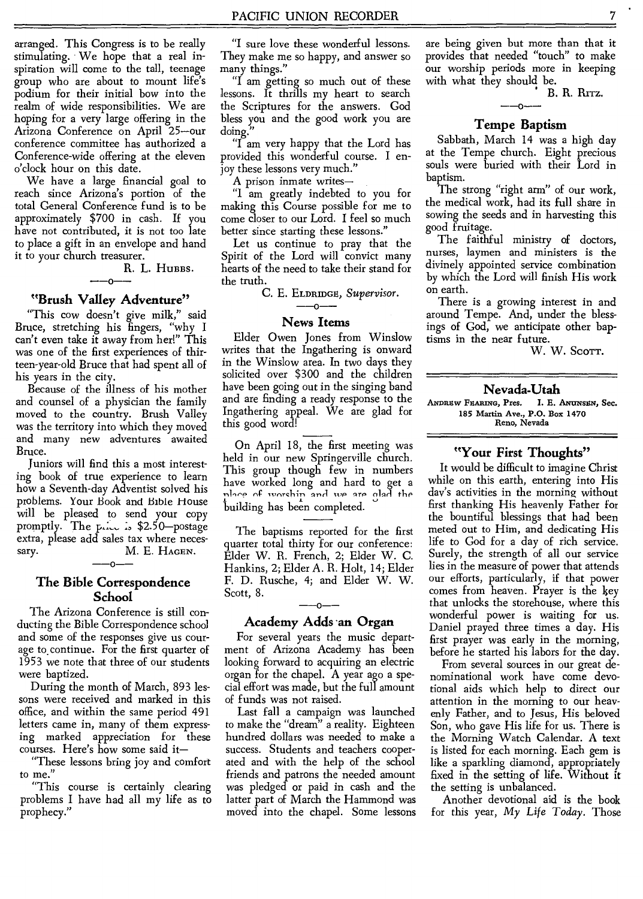arranged. This Congress is to be really stimulating. We hope that a real inspiration will come to the tall, teenage group who are about to mount life's podium for their initial bow into the realm of wide responsibilities. We are hoping for a very large offering in the Arizona Conference on April 25—our conference committee has authorized a Conference-wide offering at the eleven o'clock hour on this date.

We have a large financial goal to reach since Arizona's portion of the total General Conference fund is to be approximately $700 in cash. If you have not contributed, it is not too late to place a gift in an envelope and hand it to your church treasurer.

R. L. HUBBS.

—o—

### "Brush Valley Adventure"

"This cow doesn't give milk," said Bruce, stretching his fingers, "why I can't even take it away from her!" This was one of the first experiences of thirteen-year-old Bruce that had spent all of his years in the city.

Because of the illness of his mother and counsel of a physician the family moved to the country. Brush Valley was the territory into which they moved and many new adventures awaited Bruce.

Juniors will find this a most interesting book of true experience to learn how a Seventh-day Adventist solved his problems. Your Book and Bible House will be pleased to send your copy promptly. The price is $2.50—postage extra, please add sales tax where necessary.

M. E. HAGEN.

—o—

### The Bible Correspondence School

The Arizona Conference is still conducting the Bible Correspondence school and some of the responses give us courage to continue. For the first quarter of 1953 we note that three of our students were baptized.

During the month of March, 893 lessons were received and marked in this office, and within the same period 491 letters came in, many of them expressing marked appreciation for these courses. Here's how some said it—

"These lessons bring joy and comfort to me."

"This course is certainly clearing problems I have had all my life as to prophecy."

"I sure love these wonderful lessons. They make me so happy, and answer so many things."

"I am getting so much out of these lessons. It thrills my heart to search the Scriptures for the answers. God bless you and the good work you are doing."

"I am very happy that the Lord has provided this wonderful course. I enjoy these lessons very much."

A prison inmate writes—

"I am greatly indebted to you for making this Course possible for me to come closer to our Lord. I feel so much better since starting these lessons."

Let us continue to pray that the Spirit of the Lord will convict many hearts of the need to take their stand for the truth.

C. E. ELDRIDGE, *Supervisor.*

—o—

### News Items

Elder Owen Jones from Winslow writes that the Ingathering is onward in the Winslow area. In two days they solicited over $300 and the children have been going out in the singing band and are finding a ready response to the Ingathering appeal. We are glad for this good word!

On April 18, the first meeting was held in our new Springerville church. This group though few in numbers have worked long and hard to get a place of worship and we are glad the building has been completed.

The baptisms reported for the first quarter total thirty for our conference: Elder W. R. French, 2; Elder W. C. Hankins, 2; Elder A. R. Holt, 14; Elder F. D. Rusche, 4; and Elder W. W. Scott, 8.

—o—

### Academy Adds an Organ

For several years the music department of Arizona Academy has been looking forward to acquiring an electric organ for the chapel. A year ago a special effort was made, but the full amount of funds was not raised.

Last fall a campaign was launched to make the "dream" a reality. Eighteen hundred dollars was needed to make a success. Students and teachers cooperated and with the help of the school friends and patrons the needed amount was pledged or paid in cash and the latter part of March the Hammond was moved into the chapel. Some lessons are being given but more than that it provides that needed "touch" to make our worship periods more in keeping with what they should be.

B. R. RITZ.

—o—

### Tempe Baptism

Sabbath, March 14 was a high day at the Tempe church. Eight precious souls were buried with their Lord in baptism.

The strong "right arm" of our work, the medical work, had its full share in sowing the seeds and in harvesting this good fruitage.

The faithful ministry of doctors, nurses, laymen and ministers is the divinely appointed service combination by which the Lord will finish His work on earth.

There is a growing interest in and around Tempe. And, under the blessings of God, we anticipate other baptisms in the near future.

W. W. SCOTT.

## Nevada-Utah

ANDREW FEARING, Pres. I. E. ANUNSEN, Sec.
185 Martin Ave., P.O. Box 1470
Reno, Nevada

### "Your First Thoughts"

It would be difficult to imagine Christ while on this earth, entering into His day's activities in the morning without first thanking His heavenly Father for the bountiful blessings that had been meted out to Him, and dedicating His life to God for a day of rich service. Surely, the strength of all our service lies in the measure of power that attends our efforts, particularly, if that power comes from heaven. Prayer is the key that unlocks the storehouse, where this wonderful power is waiting for us. Daniel prayed three times a day. His first prayer was early in the morning, before he started his labors for the day.

From several sources in our great denominational work have come devotional aids which help to direct our attention in the morning to our heavenly Father, and to Jesus, His beloved Son, who gave His life for us. There is the Morning Watch Calendar. A text is listed for each morning. Each gem is like a sparkling diamond, appropriately fixed in the setting of life. Without it the setting is unbalanced.

Another devotional aid is the book for this year, *My Life Today.* Those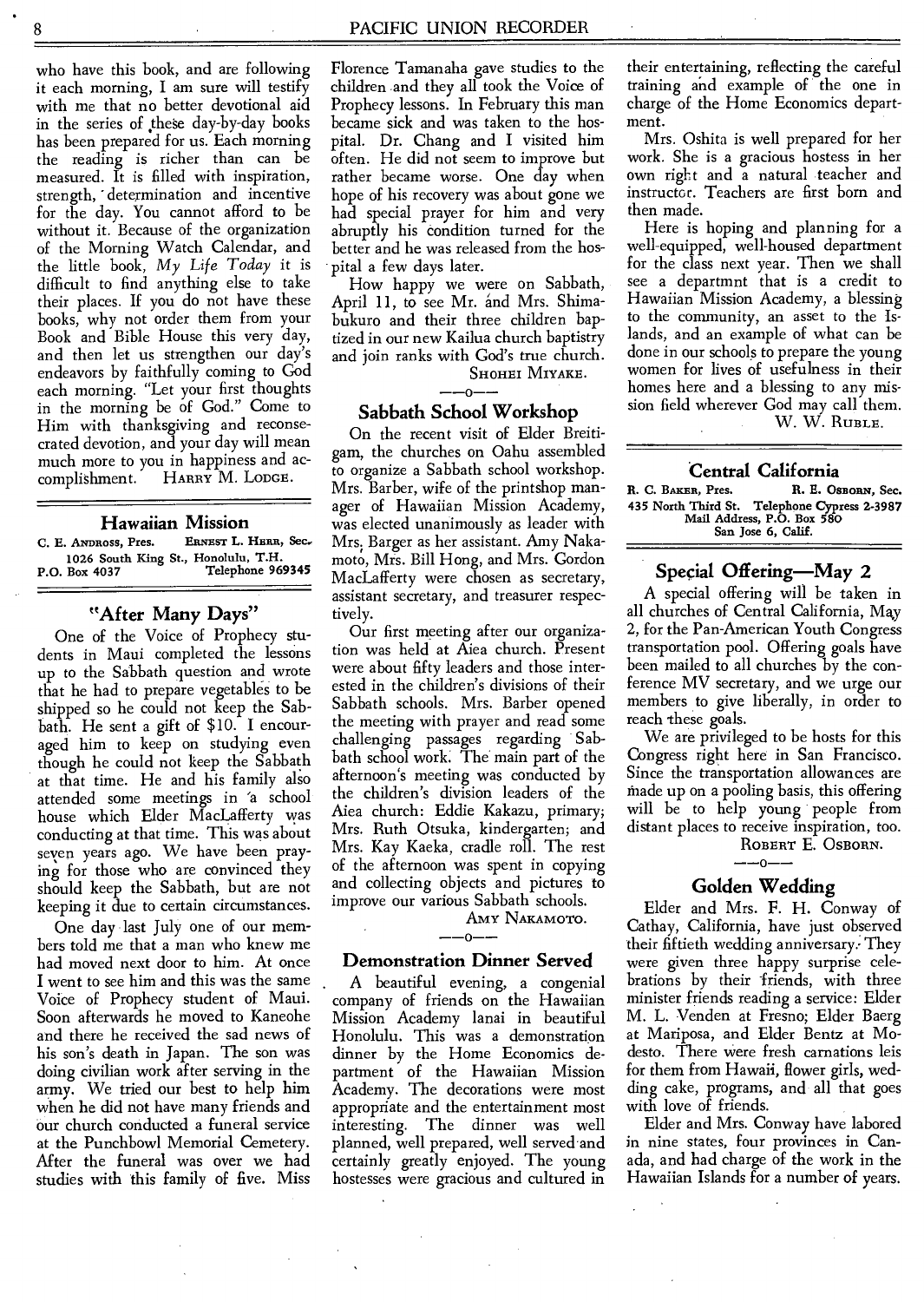who have this book, and are following it each morning, I am sure will testify with me that no better devotional aid in the series of these day-by-day books has been prepared for us. Each morning the reading is richer than can be measured. It is filled with inspiration, strength, determination and incentive for the day. You cannot afford to be without it. Because of the organization of the Morning Watch Calendar, and the little book, *My Life Today* it is difficult to find anything else to take their places. If you do not have these books, why not order them from your Book and Bible House this very day, and then let us strengthen our day's endeavors by faithfully coming to God each morning. "Let your first thoughts in the morning be of God." Come to Him with thanksgiving and reconsecrated devotion, and your day will mean much more to you in happiness and accomplishment.

HARRY M. LODGE.

## Hawaiian Mission

C. E. ANDROSS, Pres. ERNEST L. HERR, Sec.
1026 South King St., Honolulu, T.H.
P.O. Box 4037 Telephone 969345

### "After Many Days"

One of the Voice of Prophecy students in Maui completed the lessons up to the Sabbath question and wrote that he had to prepare vegetables to be shipped so he could not keep the Sabbath. He sent a gift of $10. I encouraged him to keep on studying even though he could not keep the Sabbath at that time. He and his family also attended some meetings in a school house which Elder MacLafferty was conducting at that time. This was about seven years ago. We have been praying for those who are convinced they should keep the Sabbath, but are not keeping it due to certain circumstances.

One day last July one of our members told me that a man who knew me had moved next door to him. At once I went to see him and this was the same Voice of Prophecy student of Maui. Soon afterwards he moved to Kaneohe and there he received the sad news of his son's death in Japan. The son was doing civilian work after serving in the army. We tried our best to help him when he did not have many friends and our church conducted a funeral service at the Punchbowl Memorial Cemetery. After the funeral was over we had studies with this family of five. Miss Florence Tamanaha gave studies to the children and they all took the Voice of Prophecy lessons. In February this man became sick and was taken to the hospital. Dr. Chang and I visited him often. He did not seem to improve but rather became worse. One day when hope of his recovery was about gone we had special prayer for him and very abruptly his condition turned for the better and he was released from the hospital a few days later.

How happy we were on Sabbath, April 11, to see Mr. and Mrs. Shimabukuro and their three children baptized in our new Kailua church baptistry and join ranks with God's true church.

SHOHEI MIYAKE.

---

### Sabbath School Workshop

On the recent visit of Elder Breitigam, the churches on Oahu assembled to organize a Sabbath school workshop. Mrs. Barber, wife of the printshop manager of Hawaiian Mission Academy, was elected unanimously as leader with Mrs. Barger as her assistant. Amy Nakamoto, Mrs. Bill Hong, and Mrs. Gordon MacLafferty were chosen as secretary, assistant secretary, and treasurer respectively.

Our first meeting after our organization was held at Aiea church. Present were about fifty leaders and those interested in the children's divisions of their Sabbath schools. Mrs. Barber opened the meeting with prayer and read some challenging passages regarding Sabbath school work. The main part of the afternoon's meeting was conducted by the children's division leaders of the Aiea church: Eddie Kakazu, primary; Mrs. Ruth Otsuka, kindergarten; and Mrs. Kay Kaeka, cradle roll. The rest of the afternoon was spent in copying and collecting objects and pictures to improve our various Sabbath schools.

AMY NAKAMOTO.

---

### Demonstration Dinner Served

A beautiful evening, a congenial company of friends on the Hawaiian Mission Academy lanai in beautiful Honolulu. This was a demonstration dinner by the Home Economics department of the Hawaiian Mission Academy. The decorations were most appropriate and the entertainment most interesting. The dinner was well planned, well prepared, well served and certainly greatly enjoyed. The young hostesses were gracious and cultured in their entertaining, reflecting the careful training and example of the one in charge of the Home Economics department.

Mrs. Oshita is well prepared for her work. She is a gracious hostess in her own right and a natural teacher and instructor. Teachers are first born and then made.

Here is hoping and planning for a well-equipped, well-housed department for the class next year. Then we shall see a departmnt that is a credit to Hawaiian Mission Academy, a blessing to the community, an asset to the Islands, and an example of what can be done in our schools to prepare the young women for lives of usefulness in their homes here and a blessing to any mission field wherever God may call them.

W. W. RUBLE.

## Central California

R. C. BAKER, Pres. R. E. OSBORN, Sec.
435 North Third St. Telephone Cypress 2-3987
Mail Address, P.O. Box 580
San Jose 6, Calif.

### Special Offering—May 2

A special offering will be taken in all churches of Central California, May 2, for the Pan-American Youth Congress transportation pool. Offering goals have been mailed to all churches by the conference MV secretary, and we urge our members to give liberally, in order to reach these goals.

We are privileged to be hosts for this Congress right here in San Francisco. Since the transportation allowances are made up on a pooling basis, this offering will be to help young people from distant places to receive inspiration, too.

ROBERT E. OSBORN.

---

### Golden Wedding

Elder and Mrs. F. H. Conway of Cathay, California, have just observed their fiftieth wedding anniversary. They were given three happy surprise celebrations by their friends, with three minister friends reading a service: Elder M. L. Venden at Fresno; Elder Baerg at Mariposa, and Elder Bentz at Modesto. There were fresh carnations leis for them from Hawaii, flower girls, wedding cake, programs, and all that goes with love of friends.

Elder and Mrs. Conway have labored in nine states, four provinces in Canada, and had charge of the work in the Hawaiian Islands for a number of years.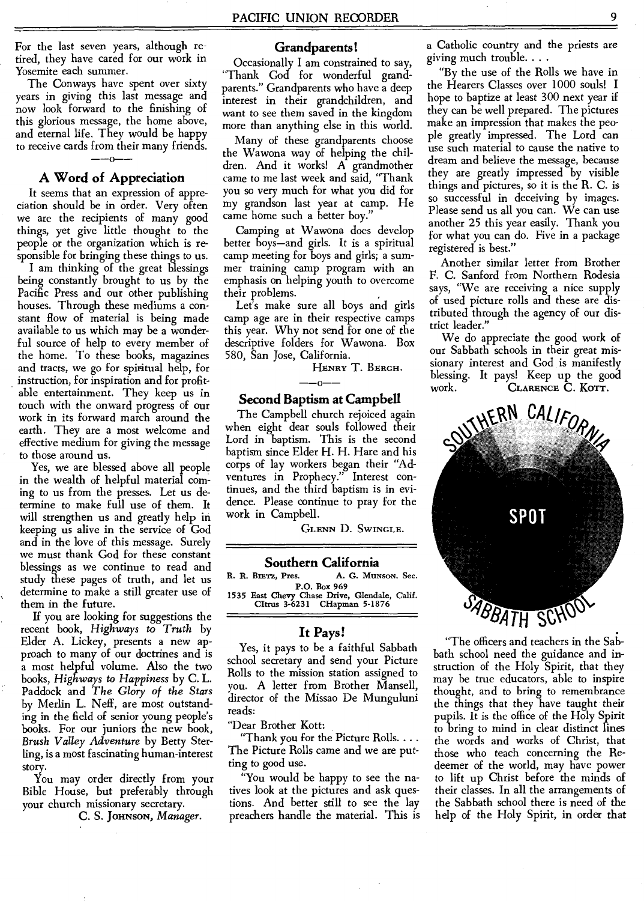For the last seven years, although retired, they have cared for our work in Yosemite each summer.

The Conways have spent over sixty years in giving this last message and now look forward to the finishing of this glorious message, the home above, and eternal life. They would be happy to receive cards from their many friends.

—o—

## A Word of Appreciation

It seems that an expression of appreciation should be in order. Very often we are the recipients of many good things, yet give little thought to the people or the organization which is responsible for bringing these things to us.

I am thinking of the great blessings being constantly brought to us by the Pacific Press and our other publishing houses. Through these mediums a constant flow of material is being made available to us which may be a wonderful source of help to every member of the home. To these books, magazines and tracts, we go for spiritual help, for instruction, for inspiration and for profitable entertainment. They keep us in touch with the onward progress of our work in its forward march around the earth. They are a most welcome and effective medium for giving the message to those around us.

Yes, we are blessed above all people in the wealth of helpful material coming to us from the presses. Let us determine to make full use of them. It will strengthen us and greatly help in keeping us alive in the service of God and in the love of this message. Surely we must thank God for these constant blessings as we continue to read and study these pages of truth, and let us determine to make a still greater use of them in the future.

If you are looking for suggestions the recent book, *Highways to Truth* by Elder A. Lickey, presents a new approach to many of our doctrines and is a most helpful volume. Also the two books, *Highways to Happiness* by C. L. Paddock and *The Glory of the Stars* by Merlin L. Neff, are most outstanding in the field of senior young people's books. For our juniors the new book, *Brush Valley Adventure* by Betty Sterling, is a most fascinating human-interest story.

You may order directly from your Bible House, but preferably through your church missionary secretary.

C. S. JOHNSON, *Manager.*

## Grandparents!

Occasionally I am constrained to say, "Thank God for wonderful grandparents." Grandparents who have a deep interest in their grandchildren, and want to see them saved in the kingdom more than anything else in this world.

Many of these grandparents choose the Wawona way of helping the children. And it works! A grandmother came to me last week and said, "Thank you so very much for what you did for my grandson last year at camp. He came home such a better boy."

Camping at Wawona does develop better boys—and girls. It is a spiritual camp meeting for boys and girls; a summer training camp program with an emphasis on helping youth to overcome their problems.

Let's make sure all boys and girls camp age are in their respective camps this year. Why not send for one of the descriptive folders for Wawona. Box 580, San Jose, California.

HENRY T. BERGH.

—o—

## Second Baptism at Campbell

The Campbell church rejoiced again when eight dear souls followed their Lord in baptism. This is the second baptism since Elder H. H. Hare and his corps of lay workers began their "Adventures in Prophecy." Interest continues, and the third baptism is in evidence. Please continue to pray for the work in Campbell.

GLENN D. SWINGLE.

# Southern California

R. R. BIETZ, Pres. A. G. MUNSON. Sec.
P.O. Box 969
1535 East Chevy Chase Drive, Glendale, Calif.
CItrus 3-6231 CHapman 5-1876

## It Pays!

Yes, it pays to be a faithful Sabbath school secretary and send your Picture Rolls to the mission station assigned to you. A letter from Brother Mansell, director of the Missao De Munguluni reads:

"Dear Brother Kott:

"Thank you for the Picture Rolls. . . . The Picture Rolls came and we are putting to good use.

"You would be happy to see the natives look at the pictures and ask questions. And better still to see the lay preachers handle the material. This is a Catholic country and the priests are giving much trouble. . . .

"By the use of the Rolls we have in the Hearers Classes over 1000 souls! I hope to baptize at least 300 next year if they can be well prepared. The pictures make an impression that makes the people greatly impressed. The Lord can use such material to cause the native to dream and believe the message, because they are greatly impressed by visible things and pictures, so it is the R. C. is so successful in deceiving by images. Please send us all you can. We can use another 25 this year easily. Thank you for what you can do. Five in a package registered is best."

Another similar letter from Brother F. C. Sanford from Northern Rhodesia says, "We are receiving a nice supply of used picture rolls and these are distributed through the agency of our district leader."

We do appreciate the good work of our Sabbath schools in their great missionary interest and God is manifestly blessing. It pays! Keep up the good work.

CLARENCE C. KOTT.

SOUTHERN CALIFORNIA SPOT SABBATH SCHOOL

"The officers and teachers in the Sabbath school need the guidance and instruction of the Holy Spirit, that they may be true educators, able to inspire thought, and to bring to remembrance the things that they have taught their pupils. It is the office of the Holy Spirit to bring to mind in clear distinct lines the words and works of Christ, that those who teach concerning the Redeemer of the world, may have power to lift up Christ before the minds of their classes. In all the arrangements of the Sabbath school there is need of the help of the Holy Spirit, in order that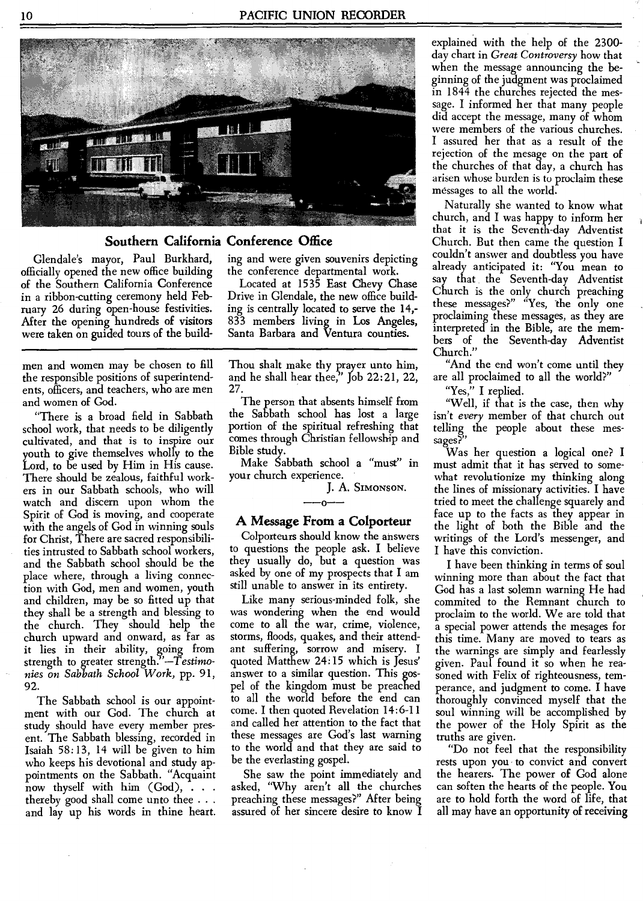## Southern California Conference Office

Glendale's mayor, Paul Burkhard, officially opened the new office building of the Southern California Conference in a ribbon-cutting ceremony held February 26 during open-house festivities. After the opening hundreds of visitors were taken on guided tours of the building and were given souvenirs depicting the conference departmental work.

Located at 1535 East Chevy Chase Drive in Glendale, the new office building is centrally located to serve the 14,833 members living in Los Angeles, Santa Barbara and Ventura counties.

---

men and women may be chosen to fill the responsible positions of superintendents, officers, and teachers, who are men and women of God.

"There is a broad field in Sabbath school work, that needs to be diligently cultivated, and that is to inspire our youth to give themselves wholly to the Lord, to be used by Him in His cause. There should be zealous, faithful workers in our Sabbath schools, who will watch and discern upon whom the Spirit of God is moving, and cooperate with the angels of God in winning souls for Christ, There are sacred responsibilities intrusted to Sabbath school workers, and the Sabbath school should be the place where, through a living connection with God, men and women, youth and children, may be so fitted up that they shall be a strength and blessing to the church. They should help the church upward and onward, as far as it lies in their ability, going from strength to greater strength."—*Testimonies on Sabbath School Work,* pp. 91, 92.

The Sabbath school is our appointment with our God. The church at study should have every member present. The Sabbath blessing, recorded in Isaiah 58:13, 14 will be given to him who keeps his devotional and study appointments on the Sabbath. "Acquaint now thyself with him (God), . . . thereby good shall come unto thee . . . and lay up his words in thine heart. Thou shalt make thy prayer unto him, and he shall hear thee," Job 22:21, 22, 27.

The person that absents himself from the Sabbath school has lost a large portion of the spiritual refreshing that comes through Christian fellowship and Bible study.

Make Sabbath school a "must" in your church experience.

J. A. SIMONSON.

---

### A Message From a Colporteur

Colporteurs should know the answers to questions the people ask. I believe they usually do, but a question was asked by one of my prospects that I am still unable to answer in its entirety.

Like many serious-minded folk, she was wondering when the end would come to all the war, crime, violence, storms, floods, quakes, and their attendant suffering, sorrow and misery. I quoted Matthew 24:15 which is Jesus' answer to a similar question. This gospel of the kingdom must be preached to all the world before the end can come. I then quoted Revelation 14:6-11 and called her attention to the fact that these messages are God's last warning to the world and that they are said to be the everlasting gospel.

She saw the point immediately and asked, "Why aren't all the churches preaching these messages?" After being assured of her sincere desire to know I explained with the help of the 2300-day chart in *Great Controversy* how that when the message announcing the beginning of the judgment was proclaimed in 1844 the churches rejected the message. I informed her that many people did accept the message, many of whom were members of the various churches. I assured her that as a result of the rejection of the mesage on the part of the churches of that day, a church has arisen whose burden is to proclaim these messages to all the world.

Naturally she wanted to know what church, and I was happy to inform her that it is the Seventh-day Adventist Church. But then came the question I couldn't answer and doubtless you have already anticipated it: "You mean to say that the Seventh-day Adventist Church is the only church preaching these messages?" "Yes, the only one proclaiming these messages, as they are interpreted in the Bible, are the members of the Seventh-day Adventist Church."

"And the end won't come until they are all proclaimed to all the world?"

"Yes," I replied.

"Well, if that is the case, then why isn't *every* member of that church out telling the people about these messages?"

Was her question a logical one? I must admit that it has served to somewhat revolutionize my thinking along the lines of missionary activities. I have tried to meet the challenge squarely and face up to the facts as they appear in the light of both the Bible and the writings of the Lord's messenger, and I have this conviction.

I have been thinking in terms of soul winning more than about the fact that God has a last solemn warning He had commited to the Remnant church to proclaim to the world. We are told that a special power attends the mesages for this time. Many are moved to tears as the warnings are simply and fearlessly given. Paul found it so when he reasoned with Felix of righteousness, temperance, and judgment to come. I have thoroughly convinced myself that the soul winning will be accomplished by the power of the Holy Spirit as the truths are given.

"Do not feel that the responsibility rests upon you to convict and convert the hearers. The power of God alone can soften the hearts of the people. You are to hold forth the word of life, that all may have an opportunity of receiving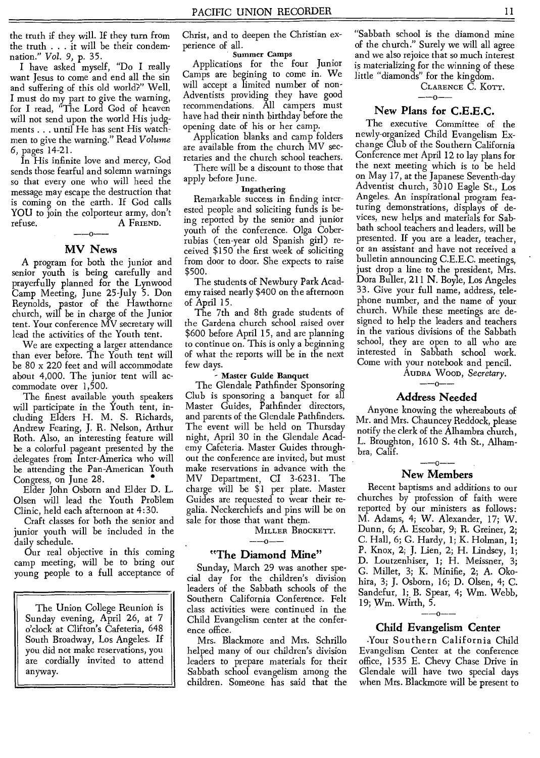the truth if they will. If they turn from the truth . . . it will be their condemnation." *Vol. 9*, p. 35.

I have asked myself, "Do I really want Jesus to come and end all the sin and suffering of this old world?" Well, I must do my part to give the warning, for I read, "The Lord God of heaven will not send upon the world His judgments . . . until He has sent His watchmen to give the warning." Read *Volume 6*, pages 14-21.

In His infinite love and mercy, God sends those fearful and solemn warnings so that every one who will heed the message may escape the destruction that is coming on the earth. If God calls YOU to join the colporteur army, don't refuse.

A FRIEND.

## MV News

A program for both the junior and senior youth is being carefully and prayerfully planned for the Lynwood Camp Meeting, June 25-July 5. Don Reynolds, pastor of the Hawthorne church, will be in charge of the Junior tent. Your conference MV secretary will lead the activities of the Youth tent.

We are expecting a larger attendance than ever before. The Youth tent will be 80 x 220 feet and will accommodate about 4,000. The junior tent will accommodate over 1,500.

The finest available youth speakers will participate in the Youth tent, including Elders H. M. S. Richards, Andrew Fearing, J. R. Nelson, Arthur Roth. Also, an interesting feature will be a colorful pageant presented by the delegates from Inter-America who will be attending the Pan-American Youth Congress, on June 28.

Elder John Osborn and Elder D. L. Olsen will lead the Youth Problem Clinic, held each afternoon at 4:30.

Craft classes for both the senior and junior youth will be included in the daily schedule.

Our real objective in this coming camp meeting, will be to bring our young people to a full acceptance of Christ, and to deepen the Christian experience of all.

**Summer Camps**

Applications for the four Junior Camps are begining to come in. We will accept a limited number of non-Adventists providing they have good recommendations. All campers must have had their ninth birthday before the opening date of his or her camp.

Application blanks and camp folders are available from the church MV secretaries and the church school teachers.

There will be a discount to those that apply before June.

**Ingathering**

Remarkable success in finding interested people and soliciting funds is being reported by the senior and junior youth of the conference. Olga Coberrubias (ten-year old Spanish girl) received $150 the first week of soliciting from door to door. She expects to raise $500.

The students of Newbury Park Academy raised nearly $400 on the afternoon of April 15.

The 7th and 8th grade students of the Gardena church school raised over $600 before April 15, and are planning to continue on. This is only a beginning of what the reports will be in the next few days.

**Master Guide Banquet**

The Glendale Pathfinder Sponsoring Club is sponsoring a banquet for all Master Guides, Pathfinder directors, and parents of the Glendale Pathfinders. The event will be held on Thursday night, April 30 in the Glendale Academy Cafeteria. Master Guides throughout the conference are invited, but must make reservations in advance with the MV Department, CI 3-6231. The charge will be $1 per plate. Master Guides are requested to wear their regalia. Neckerchiefs and pins will be on sale for those that want them.

MILLER BROCKETT.

> The Union College Reunion is Sunday evening, April 26, at 7 o'clock at Clifton's Cafeteria, 648 South Broadway, Los Angeles. If you did not make reservations, you are cordially invited to attend anyway.

## "The Diamond Mine"

Sunday, March 29 was another special day for the children's division leaders of the Sabbath schools of the Southern California Conference. Felt class activities were continued in the Child Evangelism center at the conference office.

Mrs. Blackmore and Mrs. Schrillo helped many of our children's division leaders to prepare materials for their Sabbath school evangelism among the children. Someone has said that the "Sabbath school is the diamond mine of the church." Surely we will all agree and we also rejoice that so much interest is materializing for the winning of these little "diamonds" for the kingdom.

CLARENCE C. KOTT.

## New Plans for C.E.E.C.

The executive Committee of the newly-organized Child Evangelism Exchange Club of the Southern California Conference met April 12 to lay plans for the next meeting which is to be held on May 17, at the Japanese Seventh-day Adventist church, 3010 Eagle St., Los Angeles. An inspirational program featuring demonstrations, displays of devices, new helps and materials for Sabbath school teachers and leaders, will be presented. If you are a leader, teacher, or an assistant and have not received a bulletin announcing C.E.E.C. meetings, just drop a line to the president, Mrs. Dora Buller, 211 N. Boyle, Los Angeles 33. Give your full name, address, telephone number, and the name of your church. While these meetings are designed to help the leaders and teachers in the various divisions of the Sabbath school, they are open to all who are interested in Sabbath school work. Come with your notebook and pencil.

AUDRA WOOD, *Secretary*.

## Address Needed

Anyone knowing the whereabouts of Mr. and Mrs. Chauncey Reddock, please notify the clerk of the Alhambra church, L. Broughton, 1610 S. 4th St., Alhambra, Calif.

## New Members

Recent baptisms and additions to our churches by profession of faith were reported by our ministers as follows: M. Adams, 4; W. Alexander, 17; W. Dunn, 6; A. Escobar, 9; R. Greiner, 2; C. Hall, 6; G. Hardy, 1; K. Holman, 1; P. Knox, 2; J. Lien, 2; H. Lindsey, 1; D. Loutzenhiser, 1; H. Meissner, 3; G. Millet, 3; K. Minifie, 2; A. Okohira, 3; J. Osborn, 16; D. Olsen, 4; C. Sandefur, 1; B. Spear, 4; Wm. Webb, 19; Wm. Wirth, 5.

## Child Evangelism Center

Your Southern California Child Evangelism Center at the conference office, 1535 E. Chevy Chase Drive in Glendale will have two special days when Mrs. Blackmore will be present to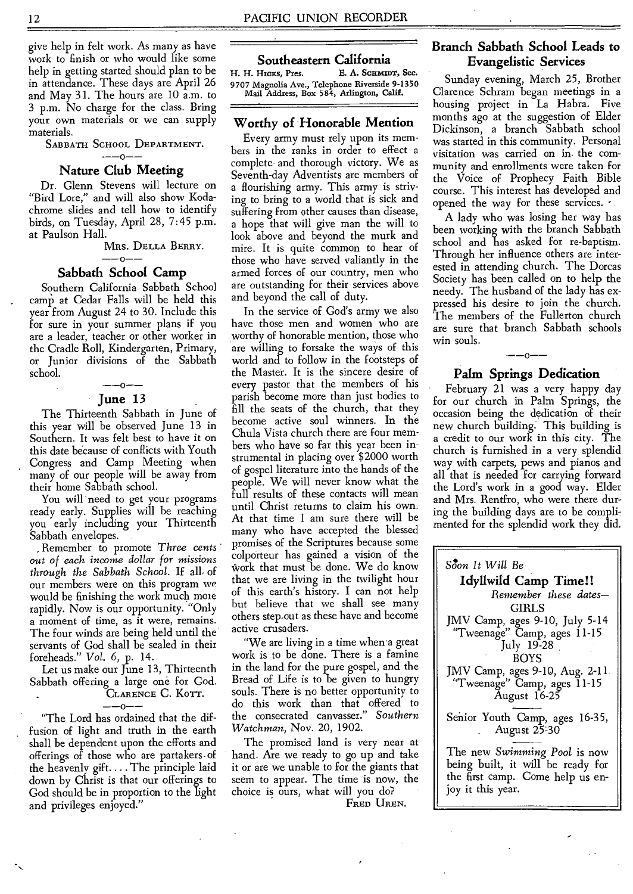give help in felt work. As many as have work to finish or who would like some help in getting started should plan to be in attendance. These days are April 26 and May 31. The hours are 10 a.m. to 3 p.m. No charge for the class. Bring your own materials or we can supply materials.

SABBATH SCHOOL DEPARTMENT.

—o—

## Nature Club Meeting

Dr. Glenn Stevens will lecture on "Bird Lore," and will also show Kodachrome slides and tell how to identify birds, on Tuesday, April 28, 7:45 p.m. at Paulson Hall.

MRS. DELLA BERRY.

—o—

## Sabbath School Camp

Southern California Sabbath School camp at Cedar Falls will be held this year from August 24 to 30. Include this for sure in your summer plans if you are a leader, teacher or other worker in the Cradle Roll, Kindergarten, Primary, or Junior divisions of the Sabbath school.

—o—

## June 13

The Thirteenth Sabbath in June of this year will be observed June 13 in Southern. It was felt best to have it on this date because of conflicts with Youth Congress and Camp Meeting when many of our people will be away from their home Sabbath school.

You will need to get your programs ready early. Supplies will be reaching you early including your Thirteenth Sabbath envelopes.

Remember to promote *Three cents out of each income dollar for missions through the Sabbath School*. If all of our members were on this program we would be finishing the work much more rapidly. Now is our opportunity. "Only a moment of time, as it were, remains. The four winds are being held until the servants of God shall be sealed in their foreheads." *Vol. 6*, p. 14.

Let us make our June 13, Thirteenth Sabbath offering a large one for God.

CLARENCE C. KOTT.

—o—

"The Lord has ordained that the diffusion of light and truth in the earth shall be dependent upon the efforts and offerings of those who are partakers of the heavenly gift.... The principle laid down by Christ is that our offerings to God should be in proportion to the light and privileges enjoyed."

# Southeastern California

H. H. HICKS, Pres. E. A. SCHMIDT, Sec.
9707 Magnolia Ave., Telephone Riverside 9-1350
Mail Address, Box 584, Arlington, Calif.

## Worthy of Honorable Mention

Every army must rely upon its members in the ranks in order to effect a complete and thorough victory. We as Seventh-day Adventists are members of a flourishing army. This army is striving to bring to a world that is sick and suffering from other causes than disease, a hope that will give man the will to look above and beyond the murk and mire. It is quite common to hear of those who have served valiantly in the armed forces of our country, men who are outstanding for their services above and beyond the call of duty.

In the service of God's army we also have those men and women who are worthy of honorable mention, those who are willing to forsake the ways of this world and to follow in the footsteps of the Master. It is the sincere desire of every pastor that the members of his parish become more than just bodies to fill the seats of the church, that they become active soul winners. In the Chula Vista church there are four members who have so far this year been instrumental in placing over $2000 worth of gospel literature into the hands of the people. We will never know what the full results of these contacts will mean until Christ returns to claim his own. At that time I am sure there will be many who have accepted the blessed promises of the Scriptures because some colporteur has gained a vision of the work that must be done. We do know that we are living in the twilight hour of this earth's history. I can not help but believe that we shall see many others step out as these have and become active crusaders.

"We are living in a time when a great work is to be done. There is a famine in the land for the pure gospel, and the Bread of Life is to be given to hungry souls. There is no better opportunity to do this work than that offered to the consecrated canvasser." *Southern Watchman*, Nov. 20, 1902.

The promised land is very near at hand. Are we ready to go up and take it or are we unable to for the giants that seem to appear. The time is now, the choice is ours, what will you do?

FRED UREN.

## Branch Sabbath School Leads to Evangelistic Services

Sunday evening, March 25, Brother Clarence Schram began meetings in a housing project in La Habra. Five months ago at the suggestion of Elder Dickinson, a branch Sabbath school was started in this community. Personal visitation was carried on in the community and enrollments were taken for the Voice of Prophecy Faith Bible course. This interest has developed and opened the way for these services.

A lady who was losing her way has been working with the branch Sabbath school and has asked for re-baptism. Through her influence others are interested in attending church. The Dorcas Society has been called on to help the needy. The husband of the lady has expressed his desire to join the church. The members of the Fullerton church are sure that branch Sabbath schools win souls.

—o—

## Palm Springs Dedication

February 21 was a very happy day for our church in Palm Springs, the occasion being the dedication of their new church building. This building is a credit to our work in this city. The church is furnished in a very splendid way with carpets, pews and pianos and all that is needed for carrying forward the Lord's work in a good way. Elder and Mrs. Rentfro, who were there during the building days are to be complimented for the splendid work they did.

---

*Soon It Will Be*

**Idyllwild Camp Time!!**

*Remember these dates—*

GIRLS

JMV Camp, ages 9-10, July 5-14
"Tweenage" Camp, ages 11-15
July 19-28

BOYS

JMV Camp, ages 9-10, Aug. 2-11
"Tweenage" Camp, ages 11-15
August 16-25

Senior Youth Camp, ages 16-35,
August 25-30

The new *Swimming Pool* is now being built, it will be ready for the first camp. Come help us enjoy it this year.

---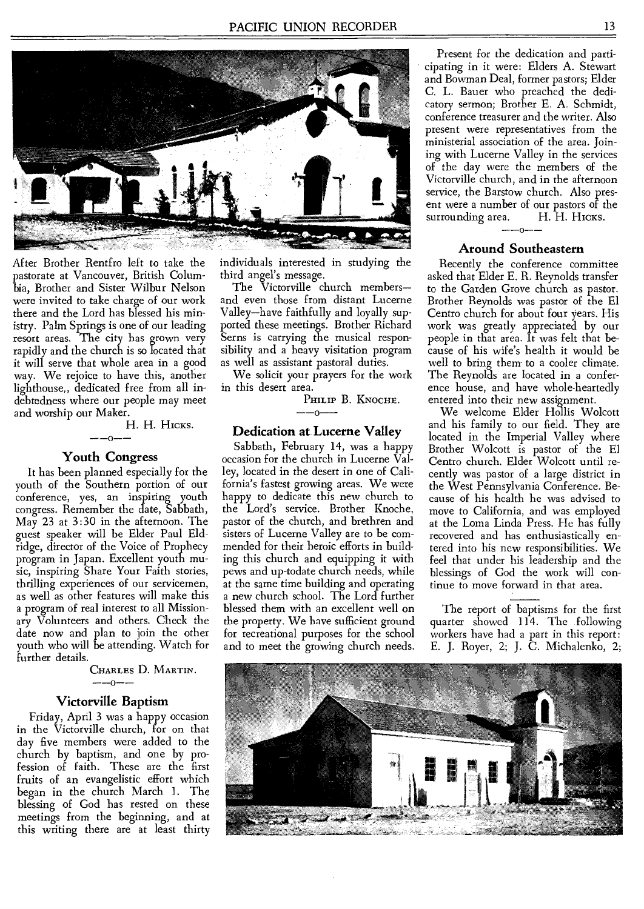After Brother Rentfro left to take the pastorate at Vancouver, British Columbia, Brother and Sister Wilbur Nelson were invited to take charge of our work there and the Lord has blessed his ministry. Palm Springs is one of our leading resort areas. The city has grown very rapidly and the church is so located that it will serve that whole area in a good way. We rejoice to have this, another lighthouse,, dedicated free from all indebtedness where our people may meet and worship our Maker.

H. H. HICKS.

—o—

### Youth Congress

It has been planned especially for the youth of the Southern portion of our conference, yes, an inspiring youth congress. Remember the date, Sabbath, May 23 at 3:30 in the afternoon. The guest speaker will be Elder Paul Eldridge, director of the Voice of Prophecy program in Japan. Excellent youth music, inspiring Share Your Faith stories, thrilling experiences of our servicemen, as well as other features will make this a program of real interest to all Missionary Volunteers and others. Check the date now and plan to join the other youth who will be attending. Watch for further details.

CHARLES D. MARTIN.

—o—

### Victorville Baptism

Friday, April 3 was a happy occasion in the Victorville church, for on that day five members were added to the church by baptism, and one by profession of faith. These are the first fruits of an evangelistic effort which began in the church March 1. The blessing of God has rested on these meetings from the beginning, and at this writing there are at least thirty individuals interested in studying the third angel's message.

The Victorville church members—and even those from distant Lucerne Valley—have faithfully and loyally supported these meetings. Brother Richard Serns is carrying the musical responsibility and a heavy visitation program as well as assistant pastoral duties.

We solicit your prayers for the work in this desert area.

PHILIP B. KNOCHE.

—o—

### Dedication at Lucerne Valley

Sabbath, February 14, was a happy occasion for the church in Lucerne Valley, located in the desert in one of California's fastest growing areas. We were happy to dedicate this new church to the Lord's service. Brother Knoche, pastor of the church, and brethren and sisters of Lucerne Valley are to be commended for their heroic efforts in building this church and equipping it with pews and up-todate church needs, while at the same time building and operating a new church school. The Lord further blessed them with an excellent well on the property. We have sufficient ground for recreational purposes for the school and to meet the growing church needs.

Present for the dedication and participating in it were: Elders A. Stewart and Bowman Deal, former pastors; Elder C. L. Bauer who preached the dedicatory sermon; Brother E. A. Schmidt, conference treasurer and the writer. Also present were representatives from the ministerial association of the area. Joining with Lucerne Valley in the services of the day were the members of the Victorville church, and in the afternoon service, the Barstow church. Also present were a number of our pastors of the surrounding area.

H. H. HICKS.

—o—

### Around Southeastern

Recently the conference committee asked that Elder E. R. Reynolds transfer to the Garden Grove church as pastor. Brother Reynolds was pastor of the El Centro church for about four years. His work was greatly appreciated by our people in that area. It was felt that because of his wife's health it would be well to bring them to a cooler climate. The Reynolds are located in a conference house, and have whole-heartedly entered into their new assignment.

We welcome Elder Hollis Wolcott and his family to our field. They are located in the Imperial Valley where Brother Wolcott is pastor of the El Centro church. Elder Wolcott until recently was pastor of a large district in the West Pennsylvania Conference. Because of his health he was advised to move to California, and was employed at the Loma Linda Press. He has fully recovered and has enthusiastically entered into his new responsibilities. We feel that under his leadership and the blessings of God the work will continue to move forward in that area.

---

The report of baptisms for the first quarter showed 114. The following workers have had a part in this report: E. J. Royer, 2; J. C. Michalenko, 2;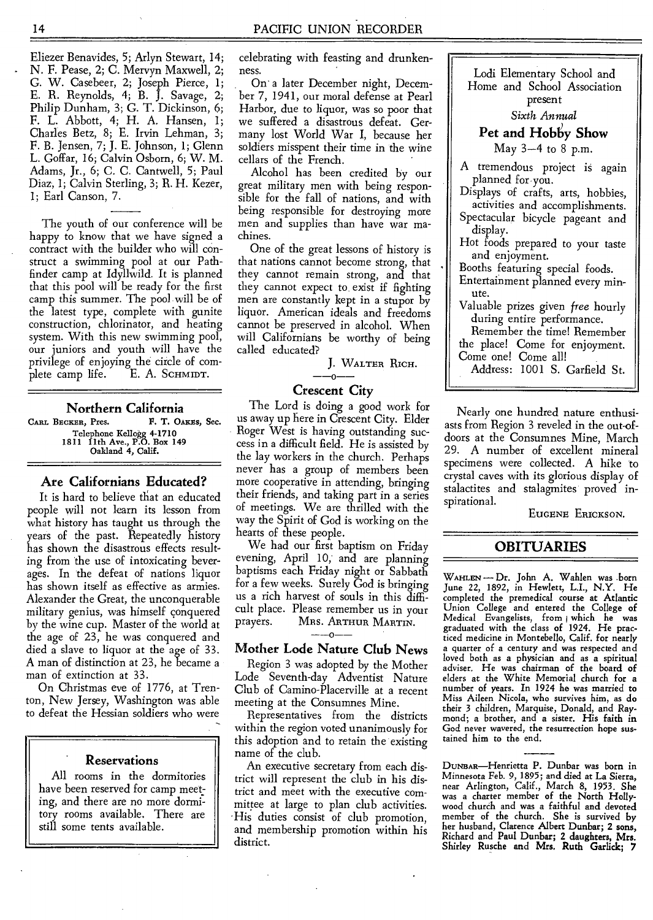Eliezer Benavides, 5; Arlyn Stewart, 14; N. F. Pease, 2; C. Mervyn Maxwell, 2; G. W. Casebeer, 2; Joseph Pierce, 1; E. R. Reynolds, 4; B. J. Savage, 2; Philip Dunham, 3; G. T. Dickinson, 6; F. L. Abbott, 4; H. A. Hansen, 1; Charles Betz, 8; E. Irvin Lehman, 3; F. B. Jensen, 7; J. E. Johnson, 1; Glenn L. Goffar, 16; Calvin Osborn, 6; W. M. Adams, Jr., 6; C. C. Cantwell, 5; Paul Diaz, 1; Calvin Sterling, 3; R. H. Kezer, 1; Earl Canson, 7.

---

The youth of our conference will be happy to know that we have signed a contract with the builder who will construct a swimming pool at our Pathfinder camp at Idyllwild. It is planned that this pool will be ready for the first camp this summer. The pool will be of the latest type, complete with gunite construction, chlorinator, and heating system. With this new swimming pool, our juniors and youth will have the privilege of enjoying the circle of complete camp life. E. A. SCHMIDT.

## Northern California

CARL BECKER, Pres. F. T. OAKES, Sec.
Telephone Kellogg 4-1710
1811 11th Ave., P.O. Box 149
Oakland 4, Calif.

### Are Californians Educated?

It is hard to believe that an educated people will not learn its lesson from what history has taught us through the years of the past. Repeatedly history has shown the disastrous effects resulting from the use of intoxicating beverages. In the defeat of nations liquor has shown itself as effective as armies. Alexander the Great, the unconquerable military genius, was himself conquered by the wine cup. Master of the world at the age of 23, he was conquered and died a slave to liquor at the age of 33. A man of distinction at 23, he became a man of extinction at 33.

On Christmas eve of 1776, at Trenton, New Jersey, Washington was able to defeat the Hessian soldiers who were celebrating with feasting and drunkenness.

On a later December night, December 7, 1941, our moral defense at Pearl Harbor, due to liquor, was so poor that we suffered a disastrous defeat. Germany lost World War I, because her soldiers misspent their time in the wine cellars of the French.

Alcohol has been credited by our great military men with being responsible for the fall of nations, and with being responsible for destroying more men and supplies than have war machines.

One of the great lessons of history is that nations cannot become strong, that they cannot remain strong, and that they cannot expect to exist if fighting men are constantly kept in a stupor by liquor. American ideals and freedoms cannot be preserved in alcohol. When will Californians be worthy of being called educated?

J. WALTER RICH.

### Reservations

All rooms in the dormitories have been reserved for camp meeting, and there are no more dormitory rooms available. There are still some tents available.

### Crescent City

The Lord is doing a good work for us away up here in Crescent City. Elder Roger West is having outstanding success in a difficult field. He is assisted by the lay workers in the church. Perhaps never has a group of members been more cooperative in attending, bringing their friends, and taking part in a series of meetings. We are thrilled with the way the Spirit of God is working on the hearts of these people.

We had our first baptism on Friday evening, April 10, and are planning baptisms each Friday night or Sabbath for a few weeks. Surely God is bringing us a rich harvest of souls in this difficult place. Please remember us in your prayers. MRS. ARTHUR MARTIN.

### Mother Lode Nature Club News

Region 3 was adopted by the Mother Lode Seventh-day Adventist Nature Club of Camino-Placerville at a recent meeting at the Consumnes Mine.

Representatives from the districts within the region voted unanimously for this adoption and to retain the existing name of the club.

An executive secretary from each district will represent the club in his district and meet with the executive committee at large to plan club activities. His duties consist of club promotion, and membership promotion within his district.

Lodi Elementary School and Home and School Association present
*Sixth Annual*
**Pet and Hobby Show**
May 3–4 to 8 p.m.

- A tremendous project is again planned for you.
- Displays of crafts, arts, hobbies, activities and accomplishments.
- Spectacular bicycle pageant and display.
- Hot foods prepared to your taste and enjoyment.
- Booths featuring special foods.
- Entertainment planned every minute.
- Valuable prizes given *free* hourly during entire performance.

Remember the time! Remember the place! Come for enjoyment. Come one! Come all!
Address: 1001 S. Garfield St.

Nearly one hundred nature enthusiasts from Region 3 reveled in the out-of-doors at the Consumnes Mine, March 29. A number of excellent mineral specimens were collected. A hike to crystal caves with its glorious display of stalactites and stalagmites proved inspirational.

EUGENE ERICKSON.

## OBITUARIES

WAHLEN — Dr. John A. Wahlen was born June 22, 1892, in Hewlett, L.I., N.Y. He completed the premedical course at Atlantic Union College and entered the College of Medical Evangelists, from which he was graduated with the class of 1924. He practiced medicine in Montebello, Calif. for nearly a quarter of a century and was respected and loved both as a physician and as a spiritual adviser. He was chairman of the board of elders at the White Memorial church for a number of years. In 1924 he was married to Miss Aileen Nicola, who survives him, as do their 3 children, Marquise, Donald, and Raymond; a brother, and a sister. His faith in God never wavered, the resurrection hope sustained him to the end.

---

DUNBAR—Henrietta P. Dunbar was born in Minnesota Feb. 9, 1895; and died at La Sierra, near Arlington, Calif., March 8, 1953. She was a charter member of the North Hollywood church and was a faithful and devoted member of the church. She is survived by her husband, Clarence Albert Dunbar; 2 sons, Richard and Paul Dunbar; 2 daughters, Mrs. Shirley Rusche and Mrs. Ruth Garlick; 7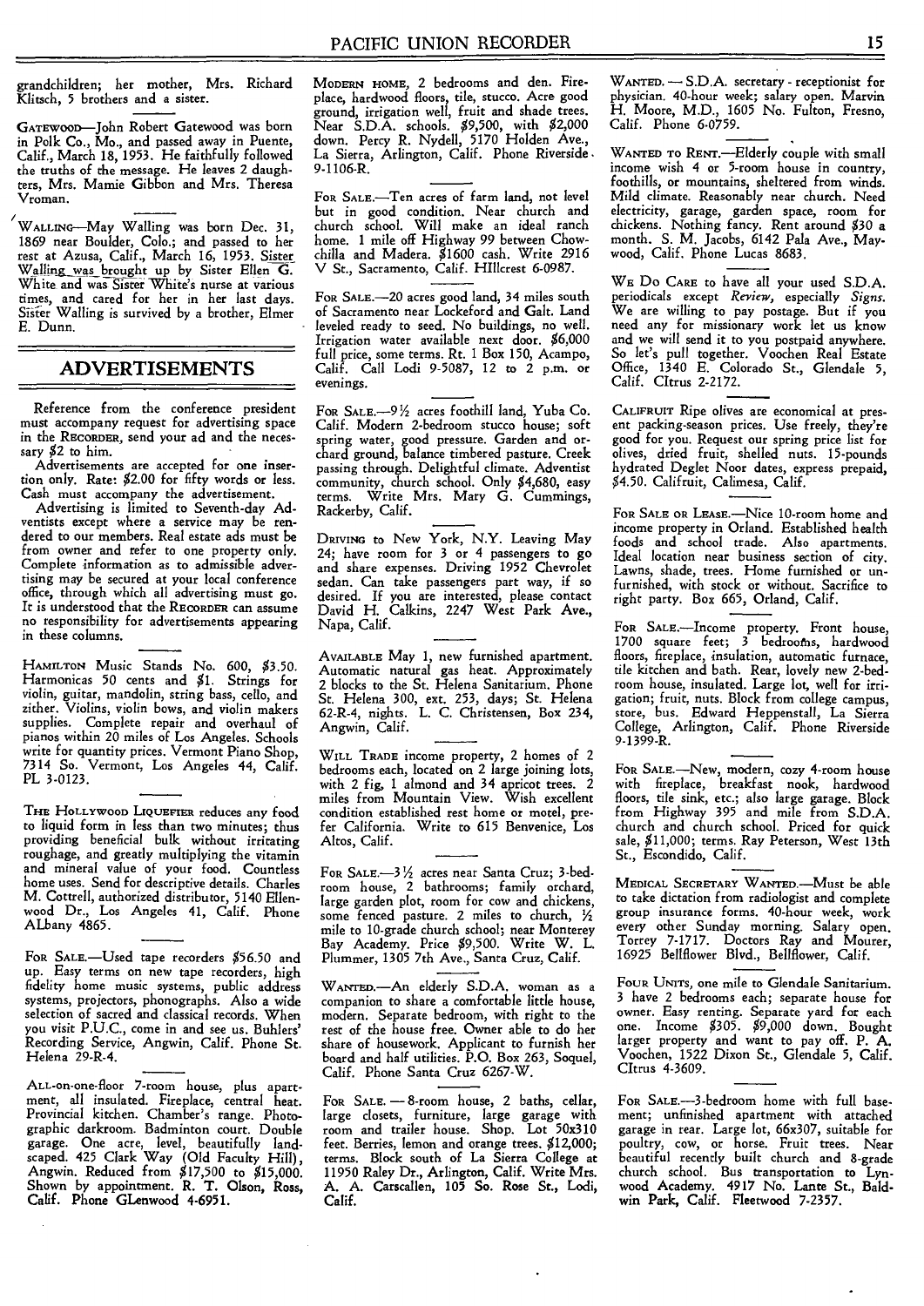grandchildren; her mother, Mrs. Richard Klitsch, 5 brothers and a sister.

GATEWOOD—John Robert Gatewood was born in Polk Co., Mo., and passed away in Puente, Calif., March 18, 1953. He faithfully followed the truths of the message. He leaves 2 daughters, Mrs. Mamie Gibbon and Mrs. Theresa Vroman.

WALLING—May Walling was born Dec. 31, 1869 near Boulder, Colo.; and passed to her rest at Azusa, Calif., March 16, 1953. Sister Walling was brought up by Sister Ellen G. White and was Sister White's nurse at various times, and cared for her in her last days. Sister Walling is survived by a brother, Elmer E. Dunn.

## ADVERTISEMENTS

Reference from the conference president must accompany request for advertising space in the RECORDER, send your ad and the necessary $2 to him.

Advertisements are accepted for one insertion only. Rate: $2.00 for fifty words or less. Cash must accompany the advertisement.

Advertising is limited to Seventh-day Adventists except where a service may be rendered to our members. Real estate ads must be from owner and refer to one property only. Complete information as to admissible advertising may be secured at your local conference office, through which all advertising must go. It is understood that the RECORDER can assume no responsibility for advertisements appearing in these columns.

HAMILTON Music Stands No. 600, $3.50. Harmonicas 50 cents and $1. Strings for violin, guitar, mandolin, string bass, cello, and zither. Violins, violin bows, and violin makers supplies. Complete repair and overhaul of pianos within 20 miles of Los Angeles. Schools write for quantity prices. Vermont Piano Shop, 7314 So. Vermont, Los Angeles 44, Calif. PL 3-0123.

THE HOLLYWOOD LIQUEFIER reduces any food to liquid form in less than two minutes; thus providing beneficial bulk without irritating roughage, and greatly multiplying the vitamin and mineral value of your food. Countless home uses. Send for descriptive details. Charles M. Cottrell, authorized distributor, 5140 Ellenwood Dr., Los Angeles 41, Calif. Phone ALbany 4865.

FOR SALE.—Used tape recorders $56.50 and up. Easy terms on new tape recorders, high fidelity home music systems, public address systems, projectors, phonographs. Also a wide selection of sacred and classical records. When you visit P.U.C., come in and see us. Buhlers' Recording Service, Angwin, Calif. Phone St. Helena 29-R-4.

ALL-on-one-floor 7-room house, plus apartment, all insulated. Fireplace, central heat. Provincial kitchen. Chamber's range. Photographic darkroom. Badminton court. Double garage. One acre, level, beautifully landscaped. 425 Clark Way (Old Faculty Hill), Angwin. Reduced from $17,500 to $15,000. Shown by appointment. R. T. Olson, Ross, Calif. Phone GLenwood 4-6951.

MODERN HOME, 2 bedrooms and den. Fireplace, hardwood floors, tile, stucco. Acre good ground, irrigation well, fruit and shade trees. Near S.D.A. schools. $9,500, with $2,000 down. Percy R. Nydell, 5170 Holden Ave., La Sierra, Arlington, Calif. Phone Riverside 9-1106-R.

FOR SALE.—Ten acres of farm land, not level but in good condition. Near church and church school. Will make an ideal ranch home. 1 mile off Highway 99 between Chowchilla and Madera. $1600 cash. Write 2916 V St., Sacramento, Calif. HIllcrest 6-0987.

FOR SALE.—20 acres good land, 34 miles south of Sacramento near Lockeford and Galt. Land leveled ready to seed. No buildings, no well. Irrigation water available next door. $6,000 full price, some terms. Rt. 1 Box 150, Acampo, Calif. Call Lodi 9-5087, 12 to 2 p.m. or evenings.

FOR SALE.—9½ acres foothill land, Yuba Co. Calif. Modern 2-bedroom stucco house; soft spring water, good pressure. Garden and orchard ground, balance timbered pasture. Creek passing through. Delightful climate. Adventist community, church school. Only $4,680, easy terms. Write Mrs. Mary G. Cummings, Rackerby, Calif.

DRIVING to New York, N.Y. Leaving May 24; have room for 3 or 4 passengers to go and share expenses. Driving 1952 Chevrolet sedan. Can take passengers part way, if so desired. If you are interested, please contact David H. Calkins, 2247 West Park Ave., Napa, Calif.

AVAILABLE May 1, new furnished apartment. Automatic natural gas heat. Approximately 2 blocks to the St. Helena Sanitarium. Phone St. Helena 300, ext. 253, days; St. Helena 62-R-4, nights. L. C. Christensen, Box 234, Angwin, Calif.

WILL TRADE income property, 2 homes of 2 bedrooms each, located on 2 large joining lots, with 2 fig, 1 almond and 34 apricot trees. 2 miles from Mountain View. Wish excellent condition established rest home or motel, prefer California. Write to 615 Benvenice, Los Altos, Calif.

FOR SALE.—3½ acres near Santa Cruz; 3-bedroom house, 2 bathrooms; family orchard, large garden plot, room for cow and chickens, some fenced pasture. 2 miles to church, ½ mile to 10-grade church school; near Monterey Bay Academy. Price $9,500. Write W. L. Plummer, 1305 7th Ave., Santa Cruz, Calif.

WANTED.—An elderly S.D.A. woman as a companion to share a comfortable little house, modern. Separate bedroom, with right to the rest of the house free. Owner able to do her share of housework. Applicant to furnish her board and half utilities. P.O. Box 263, Soquel, Calif. Phone Santa Cruz 6267-W.

FOR SALE. — 8-room house, 2 baths, cellar, large closets, furniture, large garage with room and trailer house. Shop. Lot 50x310 feet. Berries, lemon and orange trees. $12,000; terms. Block south of La Sierra College at 11950 Raley Dr., Arlington, Calif. Write Mrs. A. A. Carscallen, 105 So. Rose St., Lodi, Calif.

WANTED. — S.D.A. secretary - receptionist for physician. 40-hour week; salary open. Marvin H. Moore, M.D., 1605 No. Fulton, Fresno, Calif. Phone 6-0759.

WANTED TO RENT.—Elderly couple with small income wish 4 or 5-room house in country, foothills, or mountains, sheltered from winds. Mild climate. Reasonably near church. Need electricity, garage, garden space, room for chickens. Nothing fancy. Rent around $30 a month. S. M. Jacobs, 6142 Pala Ave., Maywood, Calif. Phone Lucas 8683.

WE DO CARE to have all your used S.D.A. periodicals except *Review*, especially *Signs*. We are willing to pay postage. But if you need any for missionary work let us know and we will send it to you postpaid anywhere. So let's pull together. Voochen Real Estate Office, 1340 E. Colorado St., Glendale 5, Calif. CItrus 2-2172.

CALIFRUIT Ripe olives are economical at present packing-season prices. Use freely, they're good for you. Request our spring price list for olives, dried fruit, shelled nuts. 15-pounds hydrated Deglet Noor dates, express prepaid, $4.50. Califruit, Calimesa, Calif.

FOR SALE OR LEASE.—Nice 10-room home and income property in Orland. Established health foods and school trade. Also apartments. Ideal location near business section of city. Lawns, shade, trees. Home furnished or unfurnished, with stock or without. Sacrifice to right party. Box 665, Orland, Calif.

FOR SALE.—Income property. Front house, 1700 square feet; 3 bedrooms, hardwood floors, fireplace, insulation, automatic furnace, tile kitchen and bath. Rear, lovely new 2-bedroom house, insulated. Large lot, well for irrigation; fruit, nuts. Block from college campus, store, bus. Edward Heppenstall, La Sierra College, Arlington, Calif. Phone Riverside 9-1399-R.

FOR SALE.—New, modern, cozy 4-room house with fireplace, breakfast nook, hardwood floors, tile sink, etc.; also large garage. Block from Highway 395 and mile from S.D.A. church and church school. Priced for quick sale, $11,000; terms. Ray Peterson, West 13th St., Escondido, Calif.

MEDICAL SECRETARY WANTED.—Must be able to take dictation from radiologist and complete group insurance forms. 40-hour week, work every other Sunday morning. Salary open. Torrey 7-1717. Doctors Ray and Mourer, 16925 Bellflower Blvd., Bellflower, Calif.

FOUR UNITS, one mile to Glendale Sanitarium. 3 have 2 bedrooms each; separate house for owner. Easy renting. Separate yard for each one. Income $305. $9,000 down. Bought larger property and want to pay off. P. A. Voochen, 1522 Dixon St., Glendale 5, Calif. CItrus 4-3609.

FOR SALE.—3-bedroom home with full basement; unfinished apartment with attached garage in rear. Large lot, 66x307, suitable for poultry, cow, or horse. Fruit trees. Near beautiful recently built church and 8-grade church school. Bus transportation to Lynwood Academy. 4917 No. Lante St., Baldwin Park, Calif. Fleetwood 7-2357.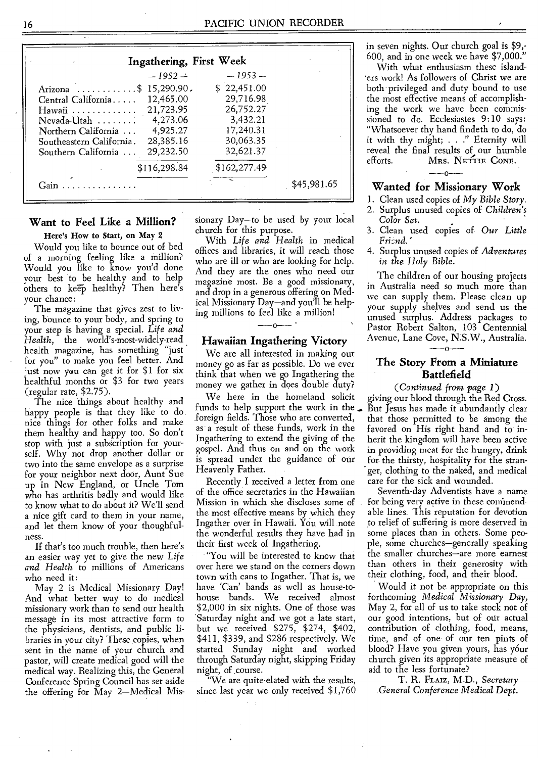## Ingathering, First Week

| | – 1952 – | – 1953 – | |
|---|---|---|---|
| Arizona | $ 15,290.90 | $ 22,451.00 | |
| Central California | 12,465.00 | 29,716.98 | |
| Hawaii | 21,723.95 | 26,752.27 | |
| Nevada-Utah | 4,273.06 | 3,432.21 | |
| Northern California | 4,925.27 | 17,240.31 | |
| Southeastern California | 28,385.16 | 30,063.35 | |
| Southern California | 29,232.50 | 32,621.37 | |
| | $116,298.84 | $162,277.49 | |
| Gain | | | $45,981.65 |

### Want to Feel Like a Million?

**Here's How to Start, on May 2**

Would you like to bounce out of bed of a morning feeling like a million? Would you like to know you'd done your best to be healthy and to help others to keep healthy? Then here's your chance:

The magazine that gives zest to living, bounce to your body, and spring to your step is having a special. *Life and Health*, the world's-most-widely-read health magazine, has something "just for you" to make you feel better. And just now you can get it for $1 for six healthful months or $3 for two years (regular rate, $2.75).

The nice things about healthy and happy people is that they like to do nice things for other folks and make them healthy and happy too. So don't stop with just a subscription for yourself. Why not drop another dollar or two into the same envelope as a surprise for your neighbor next door, Aunt Sue up in New England, or Uncle Tom who has arthritis badly and would like to know what to do about it? We'll send a nice gift card to them in your name, and let them know of your thoughtfulness.

If that's too much trouble, then here's an easier way yet to give the new *Life and Health* to millions of Americans who need it:

May 2 is Medical Missionary Day! And what better way to do medical missionary work than to send our health message in its most attractive form to the physicians, dentists, and public libraries in your city? These copies, when sent in the name of your church and pastor, will create medical good will the medical way. Realizing this, the General Conference Spring Council has set aside the offering for May 2—Medical Missionary Day—to be used by your local church for this purpose.

With *Life and Health* in medical offices and libraries, it will reach those who are ill or who are looking for help. And they are the ones who need our magazine most. Be a good missionary, and drop in a generous offering on Medical Missionary Day—and you'll be helping millions to feel like a million!

—o—

### Hawaiian Ingathering Victory

We are all interested in making our money go as far as possible. Do we ever think that when we go Ingathering the money we gather in does double duty?

We here in the homeland solicit funds to help support the work in the foreign fields. Those who are converted, as a result of these funds, work in the Ingathering to extend the giving of the gospel. And thus on and on the work is spread under the guidance of our Heavenly Father.

Recently I received a letter from one of the office secretaries in the Hawaiian Mission in which she discloses some of the most effective means by which they Ingather over in Hawaii. You will note the wonderful results they have had in their first week of Ingathering.

"You will be interested to know that over here we stand on the corners down town with cans to Ingather. That is, we have 'Can' bands as well as house-to-house bands. We received almost $2,000 in six nights. One of those was Saturday night and we got a late start, but we received $275, $274, $402, $411, $339, and $286 respectively. We started Sunday night and worked through Saturday night, skipping Friday night, of course.

"We are quite elated with the results, since last year we only received $1,760 in seven nights. Our church goal is $9,600, and in one week we have $7,000."

With what enthusiasm these islanders work! As followers of Christ we are both privileged and duty bound to use the most effective means of accomplishing the work we have been commissioned to do. Ecclesiastes 9:10 says: "Whatsoever thy hand findeth to do, do it with thy might; . . ." Eternity will reveal the final results of our humble efforts.

MRS. NETTIE CONE.

—o—

### Wanted for Missionary Work

1. Clean used copies of *My Bible Story*.
2. Surplus unused copies of *Children's Color Set*.
3. Clean used copies of *Our Little Friend*.
4. Surplus unused copies of *Adventures in the Holy Bible*.

The children of our housing projects in Australia need so much more than we can supply them. Please clean up your supply shelves and send us the unused surplus. Address packages to Pastor Robert Salton, 103 Centennial Avenue, Lane Cove, N.S.W., Australia.

—o—

### The Story From a Miniature Battlefield

*(Continued from page 1)*

giving our blood through the Red Cross. But Jesus has made it abundantly clear that those permitted to be among the favored on His right hand and to inherit the kingdom will have been active in providing meat for the hungry, drink for the thirsty, hospitality for the stranger, clothing to the naked, and medical care for the sick and wounded.

Seventh-day Adventists have a name for being very active in these commendable lines. This reputation for devotion to relief of suffering is more deserved in some places than in others. Some people, some churches—generally speaking the smaller churches—are more earnest than others in their generosity with their clothing, food, and their blood.

Would it not be appropriate on this forthcoming *Medical Missionary Day*, May 2, for all of us to take stock not of our good intentions, but of our actual contribution of clothing, food, means, time, and of one of our ten pints of blood? Have you given yours, has your church given its appropriate measure of aid to the less fortunate?

T. R. FLAIZ, M.D., *Secretary General Conference Medical Dept.*